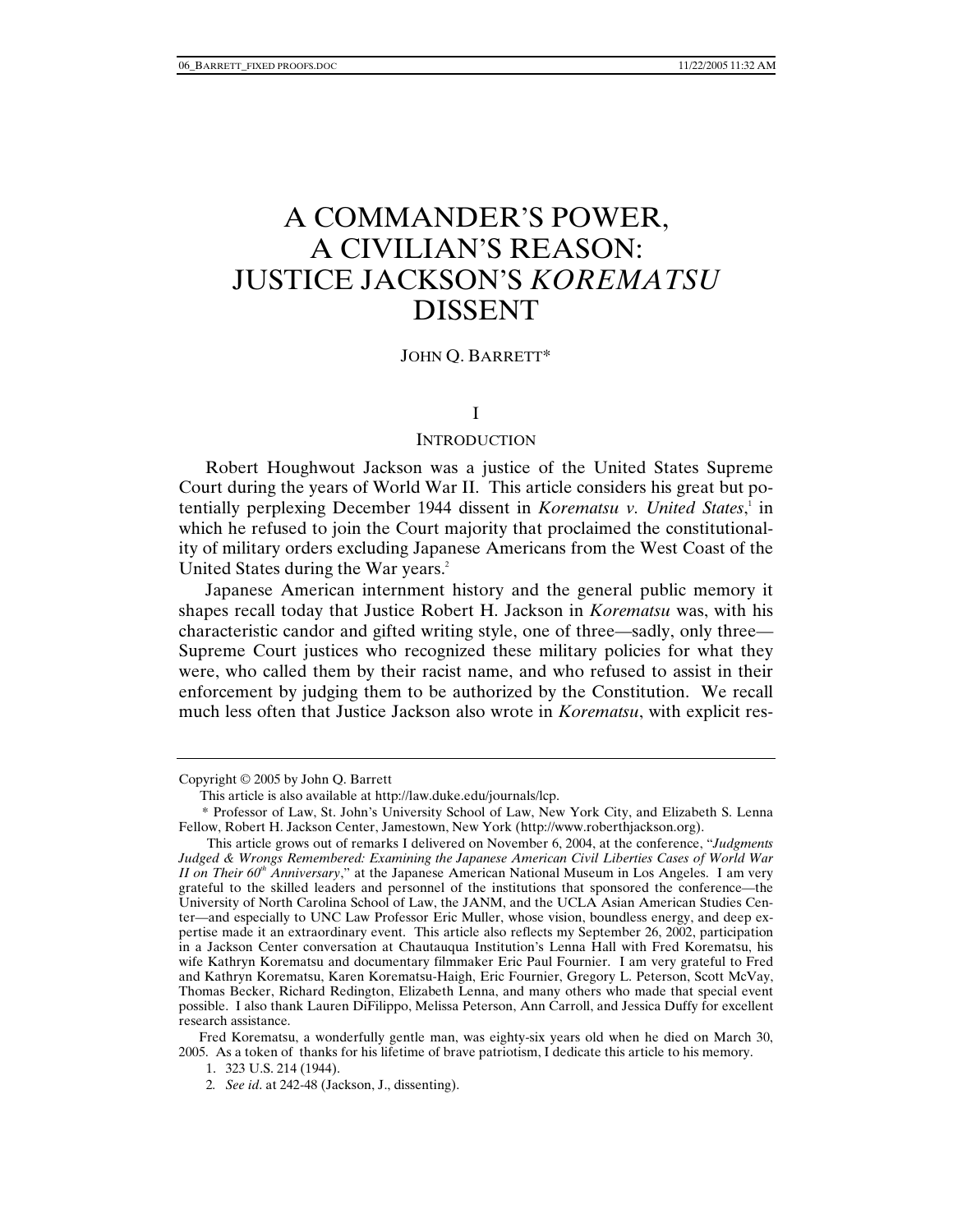# A COMMANDER'S POWER, A CIVILIAN'S REASON: JUSTICE JACKSON'S *KOREMATSU* DISSENT

JOHN Q. BARRETT*

## I

## INTRODUCTION

Robert Houghwout Jackson was a justice of the United States Supreme Court during the years of World War II. This article considers his great but potentially perplexing December 1944 dissent in *Korematsu v. United States*,[1] in which he refused to join the Court majority that proclaimed the constitutionality of military orders excluding Japanese Americans from the West Coast of the United States during the War years.[2]

Japanese American internment history and the general public memory it shapes recall today that Justice Robert H. Jackson in *Korematsu* was, with his characteristic candor and gifted writing style, one of three—sadly, only three—Supreme Court justices who recognized these military policies for what they were, who called them by their racist name, and who refused to assist in their enforcement by judging them to be authorized by the Constitution. We recall much less often that Justice Jackson also wrote in *Korematsu*, with explicit res-

---

Copyright © 2005 by John Q. Barrett

This article is also available at http://law.duke.edu/journals/lcp.

\* Professor of Law, St. John's University School of Law, New York City, and Elizabeth S. Lenna Fellow, Robert H. Jackson Center, Jamestown, New York (http://www.roberthjackson.org).

This article grows out of remarks I delivered on November 6, 2004, at the conference, "*Judgments Judged & Wrongs Remembered: Examining the Japanese American Civil Liberties Cases of World War II on Their 60th Anniversary*," at the Japanese American National Museum in Los Angeles. I am very grateful to the skilled leaders and personnel of the institutions that sponsored the conference—the University of North Carolina School of Law, the JANM, and the UCLA Asian American Studies Center—and especially to UNC Law Professor Eric Muller, whose vision, boundless energy, and deep expertise made it an extraordinary event. This article also reflects my September 26, 2002, participation in a Jackson Center conversation at Chautauqua Institution's Lenna Hall with Fred Korematsu, his wife Kathryn Korematsu and documentary filmmaker Eric Paul Fournier. I am very grateful to Fred and Kathryn Korematsu, Karen Korematsu-Haigh, Eric Fournier, Gregory L. Peterson, Scott McVay, Thomas Becker, Richard Redington, Elizabeth Lenna, and many others who made that special event possible. I also thank Lauren DiFilippo, Melissa Peterson, Ann Carroll, and Jessica Duffy for excellent research assistance.

Fred Korematsu, a wonderfully gentle man, was eighty-six years old when he died on March 30, 2005. As a token of thanks for his lifetime of brave patriotism, I dedicate this article to his memory.

1. 323 U.S. 214 (1944).

2. *See id*. at 242-48 (Jackson, J., dissenting).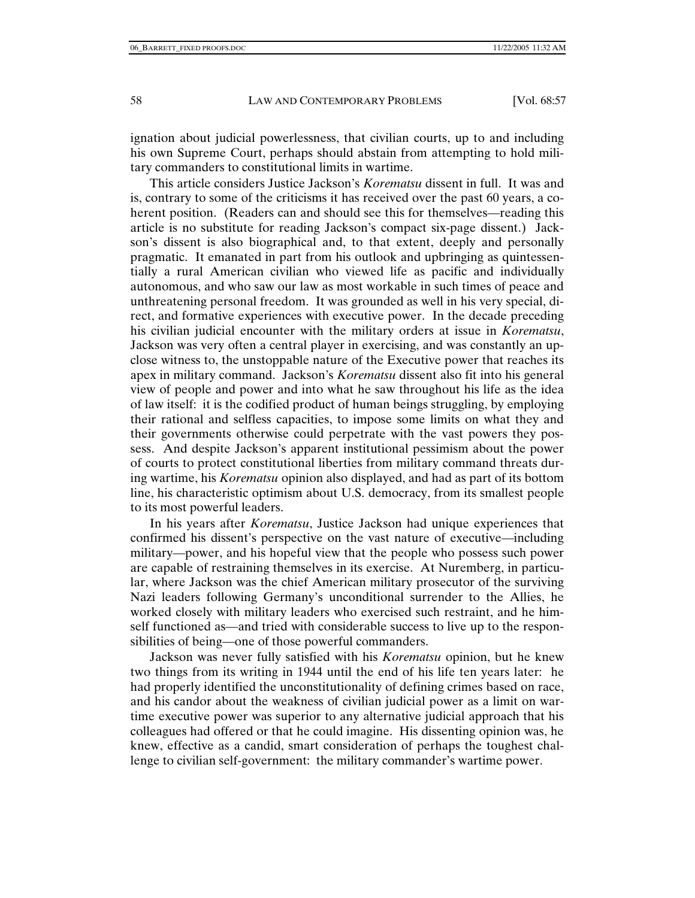ignation about judicial powerlessness, that civilian courts, up to and including his own Supreme Court, perhaps should abstain from attempting to hold military commanders to constitutional limits in wartime.

This article considers Justice Jackson's *Korematsu* dissent in full. It was and is, contrary to some of the criticisms it has received over the past 60 years, a coherent position. (Readers can and should see this for themselves—reading this article is no substitute for reading Jackson's compact six-page dissent.) Jackson's dissent is also biographical and, to that extent, deeply and personally pragmatic. It emanated in part from his outlook and upbringing as quintessentially a rural American civilian who viewed life as pacific and individually autonomous, and who saw our law as most workable in such times of peace and unthreatening personal freedom. It was grounded as well in his very special, direct, and formative experiences with executive power. In the decade preceding his civilian judicial encounter with the military orders at issue in *Korematsu*, Jackson was very often a central player in exercising, and was constantly an up-close witness to, the unstoppable nature of the Executive power that reaches its apex in military command. Jackson's *Korematsu* dissent also fit into his general view of people and power and into what he saw throughout his life as the idea of law itself: it is the codified product of human beings struggling, by employing their rational and selfless capacities, to impose some limits on what they and their governments otherwise could perpetrate with the vast powers they possess. And despite Jackson's apparent institutional pessimism about the power of courts to protect constitutional liberties from military command threats during wartime, his *Korematsu* opinion also displayed, and had as part of its bottom line, his characteristic optimism about U.S. democracy, from its smallest people to its most powerful leaders.

In his years after *Korematsu*, Justice Jackson had unique experiences that confirmed his dissent's perspective on the vast nature of executive—including military—power, and his hopeful view that the people who possess such power are capable of restraining themselves in its exercise. At Nuremberg, in particular, where Jackson was the chief American military prosecutor of the surviving Nazi leaders following Germany's unconditional surrender to the Allies, he worked closely with military leaders who exercised such restraint, and he himself functioned as—and tried with considerable success to live up to the responsibilities of being—one of those powerful commanders.

Jackson was never fully satisfied with his *Korematsu* opinion, but he knew two things from its writing in 1944 until the end of his life ten years later: he had properly identified the unconstitutionality of defining crimes based on race, and his candor about the weakness of civilian judicial power as a limit on wartime executive power was superior to any alternative judicial approach that his colleagues had offered or that he could imagine. His dissenting opinion was, he knew, effective as a candid, smart consideration of perhaps the toughest challenge to civilian self-government: the military commander's wartime power.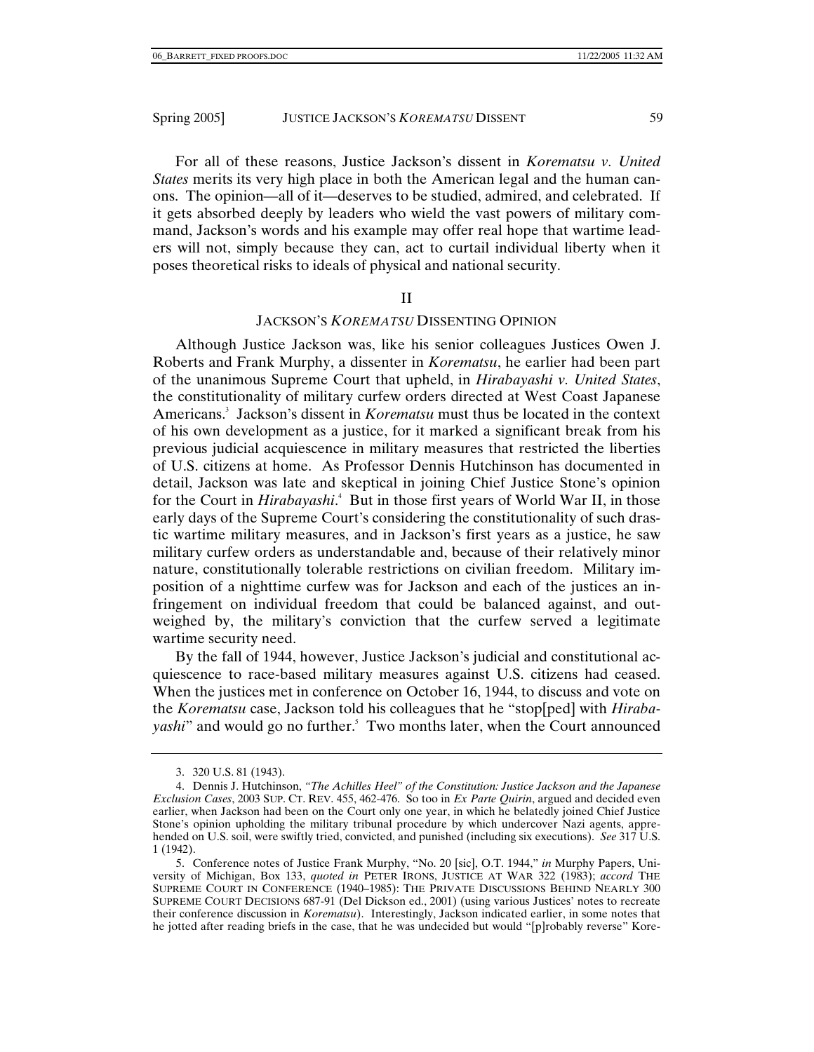For all of these reasons, Justice Jackson's dissent in *Korematsu v. United States* merits its very high place in both the American legal and the human canons. The opinion—all of it—deserves to be studied, admired, and celebrated. If it gets absorbed deeply by leaders who wield the vast powers of military command, Jackson's words and his example may offer real hope that wartime leaders will not, simply because they can, act to curtail individual liberty when it poses theoretical risks to ideals of physical and national security.

## II

## JACKSON'S *KOREMATSU* DISSENTING OPINION

Although Justice Jackson was, like his senior colleagues Justices Owen J. Roberts and Frank Murphy, a dissenter in *Korematsu*, he earlier had been part of the unanimous Supreme Court that upheld, in *Hirabayashi v. United States*, the constitutionality of military curfew orders directed at West Coast Japanese Americans.[3] Jackson's dissent in *Korematsu* must thus be located in the context of his own development as a justice, for it marked a significant break from his previous judicial acquiescence in military measures that restricted the liberties of U.S. citizens at home. As Professor Dennis Hutchinson has documented in detail, Jackson was late and skeptical in joining Chief Justice Stone's opinion for the Court in *Hirabayashi*.[4] But in those first years of World War II, in those early days of the Supreme Court's considering the constitutionality of such drastic wartime military measures, and in Jackson's first years as a justice, he saw military curfew orders as understandable and, because of their relatively minor nature, constitutionally tolerable restrictions on civilian freedom. Military imposition of a nighttime curfew was for Jackson and each of the justices an infringement on individual freedom that could be balanced against, and outweighed by, the military's conviction that the curfew served a legitimate wartime security need.

By the fall of 1944, however, Justice Jackson's judicial and constitutional acquiescence to race-based military measures against U.S. citizens had ceased. When the justices met in conference on October 16, 1944, to discuss and vote on the *Korematsu* case, Jackson told his colleagues that he "stop[ped] with *Hirabayashi*" and would go no further.[5] Two months later, when the Court announced

---

3. 320 U.S. 81 (1943).

4. Dennis J. Hutchinson, *"The Achilles Heel" of the Constitution: Justice Jackson and the Japanese Exclusion Cases*, 2003 SUP. CT. REV. 455, 462-476. So too in *Ex Parte Quirin*, argued and decided even earlier, when Jackson had been on the Court only one year, in which he belatedly joined Chief Justice Stone's opinion upholding the military tribunal procedure by which undercover Nazi agents, apprehended on U.S. soil, were swiftly tried, convicted, and punished (including six executions). *See* 317 U.S. 1 (1942).

5. Conference notes of Justice Frank Murphy, "No. 20 [sic], O.T. 1944," *in* Murphy Papers, University of Michigan, Box 133, *quoted in* PETER IRONS, JUSTICE AT WAR 322 (1983); *accord* THE SUPREME COURT IN CONFERENCE (1940–1985): THE PRIVATE DISCUSSIONS BEHIND NEARLY 300 SUPREME COURT DECISIONS 687-91 (Del Dickson ed., 2001) (using various Justices' notes to recreate their conference discussion in *Korematsu*). Interestingly, Jackson indicated earlier, in some notes that he jotted after reading briefs in the case, that he was undecided but would "[p]robably reverse" Kore-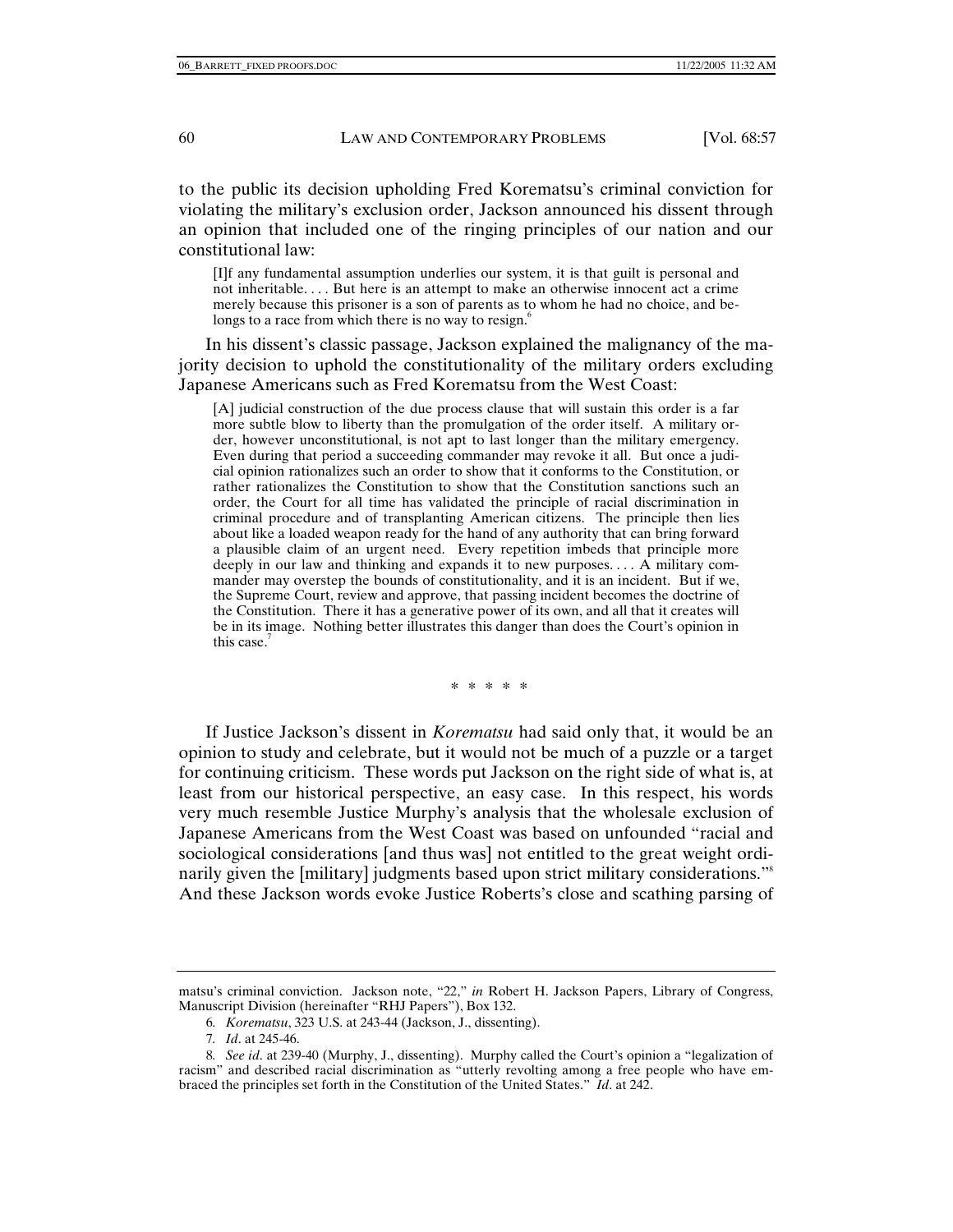to the public its decision upholding Fred Korematsu's criminal conviction for violating the military's exclusion order, Jackson announced his dissent through an opinion that included one of the ringing principles of our nation and our constitutional law:

> [I]f any fundamental assumption underlies our system, it is that guilt is personal and not inheritable. . . . But here is an attempt to make an otherwise innocent act a crime merely because this prisoner is a son of parents as to whom he had no choice, and belongs to a race from which there is no way to resign.[6]

In his dissent's classic passage, Jackson explained the malignancy of the majority decision to uphold the constitutionality of the military orders excluding Japanese Americans such as Fred Korematsu from the West Coast:

> [A] judicial construction of the due process clause that will sustain this order is a far more subtle blow to liberty than the promulgation of the order itself. A military order, however unconstitutional, is not apt to last longer than the military emergency. Even during that period a succeeding commander may revoke it all. But once a judicial opinion rationalizes such an order to show that it conforms to the Constitution, or rather rationalizes the Constitution to show that the Constitution sanctions such an order, the Court for all time has validated the principle of racial discrimination in criminal procedure and of transplanting American citizens. The principle then lies about like a loaded weapon ready for the hand of any authority that can bring forward a plausible claim of an urgent need. Every repetition imbeds that principle more deeply in our law and thinking and expands it to new purposes. . . . A military commander may overstep the bounds of constitutionality, and it is an incident. But if we, the Supreme Court, review and approve, that passing incident becomes the doctrine of the Constitution. There it has a generative power of its own, and all that it creates will be in its image. Nothing better illustrates this danger than does the Court's opinion in this case.[7]

\* \* \* \* \*

If Justice Jackson's dissent in *Korematsu* had said only that, it would be an opinion to study and celebrate, but it would not be much of a puzzle or a target for continuing criticism. These words put Jackson on the right side of what is, at least from our historical perspective, an easy case. In this respect, his words very much resemble Justice Murphy's analysis that the wholesale exclusion of Japanese Americans from the West Coast was based on unfounded "racial and sociological considerations [and thus was] not entitled to the great weight ordinarily given the [military] judgments based upon strict military considerations."[8] And these Jackson words evoke Justice Roberts's close and scathing parsing of

---

matsu's criminal conviction. Jackson note, "22," *in* Robert H. Jackson Papers, Library of Congress, Manuscript Division (hereinafter "RHJ Papers"), Box 132.

6. *Korematsu*, 323 U.S. at 243-44 (Jackson, J., dissenting).

7. *Id*. at 245-46.

8. *See id*. at 239-40 (Murphy, J., dissenting). Murphy called the Court's opinion a "legalization of racism" and described racial discrimination as "utterly revolting among a free people who have embraced the principles set forth in the Constitution of the United States." *Id*. at 242.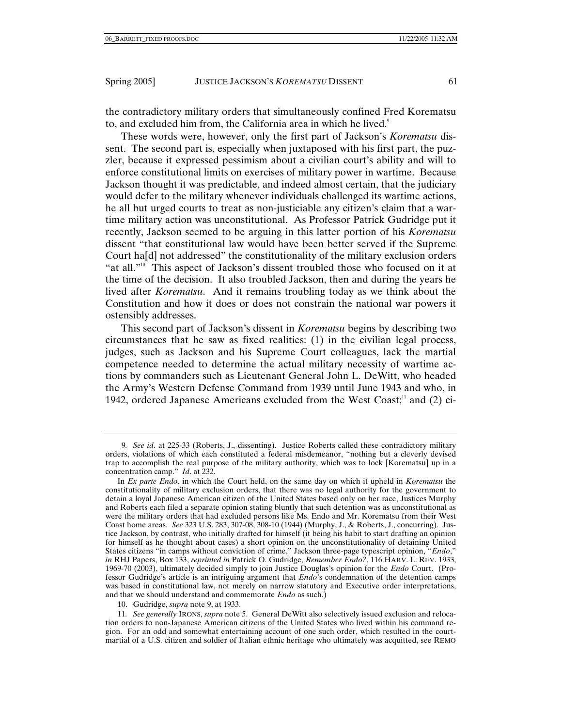the contradictory military orders that simultaneously confined Fred Korematsu to, and excluded him from, the California area in which he lived.[9]

These words were, however, only the first part of Jackson's *Korematsu* dissent. The second part is, especially when juxtaposed with his first part, the puzzler, because it expressed pessimism about a civilian court's ability and will to enforce constitutional limits on exercises of military power in wartime. Because Jackson thought it was predictable, and indeed almost certain, that the judiciary would defer to the military whenever individuals challenged its wartime actions, he all but urged courts to treat as non-justiciable any citizen's claim that a wartime military action was unconstitutional. As Professor Patrick Gudridge put it recently, Jackson seemed to be arguing in this latter portion of his *Korematsu* dissent "that constitutional law would have been better served if the Supreme Court ha[d] not addressed" the constitutionality of the military exclusion orders "at all."[10] This aspect of Jackson's dissent troubled those who focused on it at the time of the decision. It also troubled Jackson, then and during the years he lived after *Korematsu*. And it remains troubling today as we think about the Constitution and how it does or does not constrain the national war powers it ostensibly addresses.

This second part of Jackson's dissent in *Korematsu* begins by describing two circumstances that he saw as fixed realities: (1) in the civilian legal process, judges, such as Jackson and his Supreme Court colleagues, lack the martial competence needed to determine the actual military necessity of wartime actions by commanders such as Lieutenant General John L. DeWitt, who headed the Army's Western Defense Command from 1939 until June 1943 and who, in 1942, ordered Japanese Americans excluded from the West Coast;[11] and (2) ci-

---

9. *See id*. at 225-33 (Roberts, J., dissenting). Justice Roberts called these contradictory military orders, violations of which each constituted a federal misdemeanor, "nothing but a cleverly devised trap to accomplish the real purpose of the military authority, which was to lock [Korematsu] up in a concentration camp." *Id*. at 232.

In *Ex parte Endo*, in which the Court held, on the same day on which it upheld in *Korematsu* the constitutionality of military exclusion orders, that there was no legal authority for the government to detain a loyal Japanese American citizen of the United States based only on her race, Justices Murphy and Roberts each filed a separate opinion stating bluntly that such detention was as unconstitutional as were the military orders that had excluded persons like Ms. Endo and Mr. Korematsu from their West Coast home areas. *See* 323 U.S. 283, 307-08, 308-10 (1944) (Murphy, J., & Roberts, J., concurring). Justice Jackson, by contrast, who initially drafted for himself (it being his habit to start drafting an opinion for himself as he thought about cases) a short opinion on the unconstitutionality of detaining United States citizens "in camps without conviction of crime," Jackson three-page typescript opinion, "*Endo*," *in* RHJ Papers, Box 133, *reprinted in* Patrick O. Gudridge, *Remember Endo?*, 116 HARV. L. REV. 1933, 1969-70 (2003), ultimately decided simply to join Justice Douglas's opinion for the *Endo* Court. (Professor Gudridge's article is an intriguing argument that *Endo*'s condemnation of the detention camps was based in constitutional law, not merely on narrow statutory and Executive order interpretations, and that we should understand and commemorate *Endo* as such.)

10. Gudridge, *supra* note 9, at 1933.

11. *See generally* IRONS, *supra* note 5. General DeWitt also selectively issued exclusion and relocation orders to non-Japanese American citizens of the United States who lived within his command region. For an odd and somewhat entertaining account of one such order, which resulted in the court-martial of a U.S. citizen and soldier of Italian ethnic heritage who ultimately was acquitted, see REMO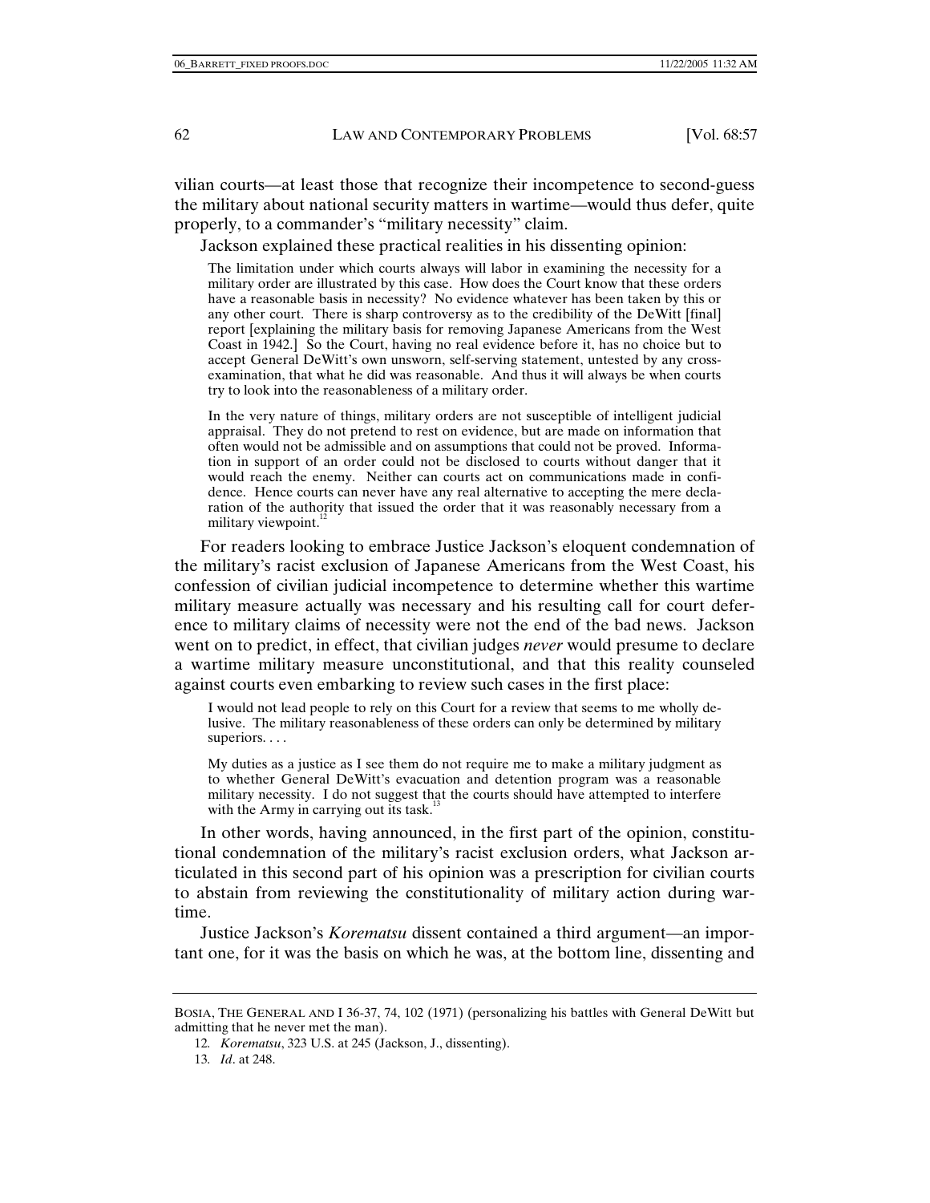vilian courts—at least those that recognize their incompetence to second-guess the military about national security matters in wartime—would thus defer, quite properly, to a commander's "military necessity" claim.

Jackson explained these practical realities in his dissenting opinion:

> The limitation under which courts always will labor in examining the necessity for a military order are illustrated by this case. How does the Court know that these orders have a reasonable basis in necessity? No evidence whatever has been taken by this or any other court. There is sharp controversy as to the credibility of the DeWitt [final] report [explaining the military basis for removing Japanese Americans from the West Coast in 1942.] So the Court, having no real evidence before it, has no choice but to accept General DeWitt's own unsworn, self-serving statement, untested by any cross-examination, that what he did was reasonable. And thus it will always be when courts try to look into the reasonableness of a military order.
>
> In the very nature of things, military orders are not susceptible of intelligent judicial appraisal. They do not pretend to rest on evidence, but are made on information that often would not be admissible and on assumptions that could not be proved. Information in support of an order could not be disclosed to courts without danger that it would reach the enemy. Neither can courts act on communications made in confidence. Hence courts can never have any real alternative to accepting the mere declaration of the authority that issued the order that it was reasonably necessary from a military viewpoint.[12]

For readers looking to embrace Justice Jackson's eloquent condemnation of the military's racist exclusion of Japanese Americans from the West Coast, his confession of civilian judicial incompetence to determine whether this wartime military measure actually was necessary and his resulting call for court deference to military claims of necessity were not the end of the bad news. Jackson went on to predict, in effect, that civilian judges *never* would presume to declare a wartime military measure unconstitutional, and that this reality counseled against courts even embarking to review such cases in the first place:

> I would not lead people to rely on this Court for a review that seems to me wholly delusive. The military reasonableness of these orders can only be determined by military superiors. . . .
>
> My duties as a justice as I see them do not require me to make a military judgment as to whether General DeWitt's evacuation and detention program was a reasonable military necessity. I do not suggest that the courts should have attempted to interfere with the Army in carrying out its task.[13]

In other words, having announced, in the first part of the opinion, constitutional condemnation of the military's racist exclusion orders, what Jackson articulated in this second part of his opinion was a prescription for civilian courts to abstain from reviewing the constitutionality of military action during wartime.

Justice Jackson's *Korematsu* dissent contained a third argument—an important one, for it was the basis on which he was, at the bottom line, dissenting and

---

BOSIA, THE GENERAL AND I 36-37, 74, 102 (1971) (personalizing his battles with General DeWitt but admitting that he never met the man).

12. *Korematsu*, 323 U.S. at 245 (Jackson, J., dissenting).

13. *Id*. at 248.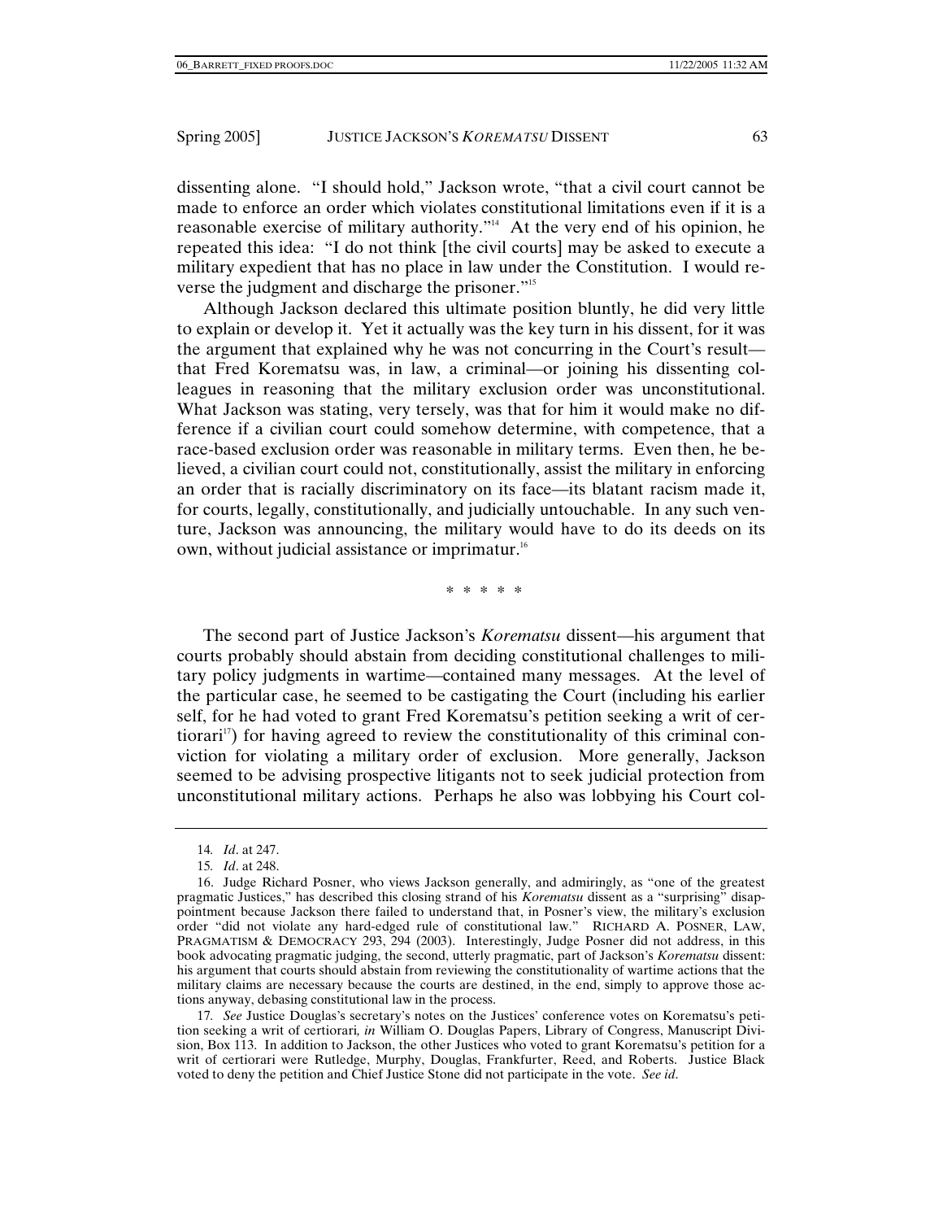dissenting alone. "I should hold," Jackson wrote, "that a civil court cannot be made to enforce an order which violates constitutional limitations even if it is a reasonable exercise of military authority."[14] At the very end of his opinion, he repeated this idea: "I do not think [the civil courts] may be asked to execute a military expedient that has no place in law under the Constitution. I would reverse the judgment and discharge the prisoner."[15]

Although Jackson declared this ultimate position bluntly, he did very little to explain or develop it. Yet it actually was the key turn in his dissent, for it was the argument that explained why he was not concurring in the Court's result—that Fred Korematsu was, in law, a criminal—or joining his dissenting colleagues in reasoning that the military exclusion order was unconstitutional. What Jackson was stating, very tersely, was that for him it would make no difference if a civilian court could somehow determine, with competence, that a race-based exclusion order was reasonable in military terms. Even then, he believed, a civilian court could not, constitutionally, assist the military in enforcing an order that is racially discriminatory on its face—its blatant racism made it, for courts, legally, constitutionally, and judicially untouchable. In any such venture, Jackson was announcing, the military would have to do its deeds on its own, without judicial assistance or imprimatur.[16]

\* \* \* \* \*

The second part of Justice Jackson's *Korematsu* dissent—his argument that courts probably should abstain from deciding constitutional challenges to military policy judgments in wartime—contained many messages. At the level of the particular case, he seemed to be castigating the Court (including his earlier self, for he had voted to grant Fred Korematsu's petition seeking a writ of certiorari[17]) for having agreed to review the constitutionality of this criminal conviction for violating a military order of exclusion. More generally, Jackson seemed to be advising prospective litigants not to seek judicial protection from unconstitutional military actions. Perhaps he also was lobbying his Court col-

---

14. *Id*. at 247.

15. *Id*. at 248.

16. Judge Richard Posner, who views Jackson generally, and admiringly, as "one of the greatest pragmatic Justices," has described this closing strand of his *Korematsu* dissent as a "surprising" disappointment because Jackson there failed to understand that, in Posner's view, the military's exclusion order "did not violate any hard-edged rule of constitutional law." RICHARD A. POSNER, LAW, PRAGMATISM & DEMOCRACY 293, 294 (2003). Interestingly, Judge Posner did not address, in this book advocating pragmatic judging, the second, utterly pragmatic, part of Jackson's *Korematsu* dissent: his argument that courts should abstain from reviewing the constitutionality of wartime actions that the military claims are necessary because the courts are destined, in the end, simply to approve those actions anyway, debasing constitutional law in the process.

17. *See* Justice Douglas's secretary's notes on the Justices' conference votes on Korematsu's petition seeking a writ of certiorari, *in* William O. Douglas Papers, Library of Congress, Manuscript Division, Box 113. In addition to Jackson, the other Justices who voted to grant Korematsu's petition for a writ of certiorari were Rutledge, Murphy, Douglas, Frankfurter, Reed, and Roberts. Justice Black voted to deny the petition and Chief Justice Stone did not participate in the vote. *See id*.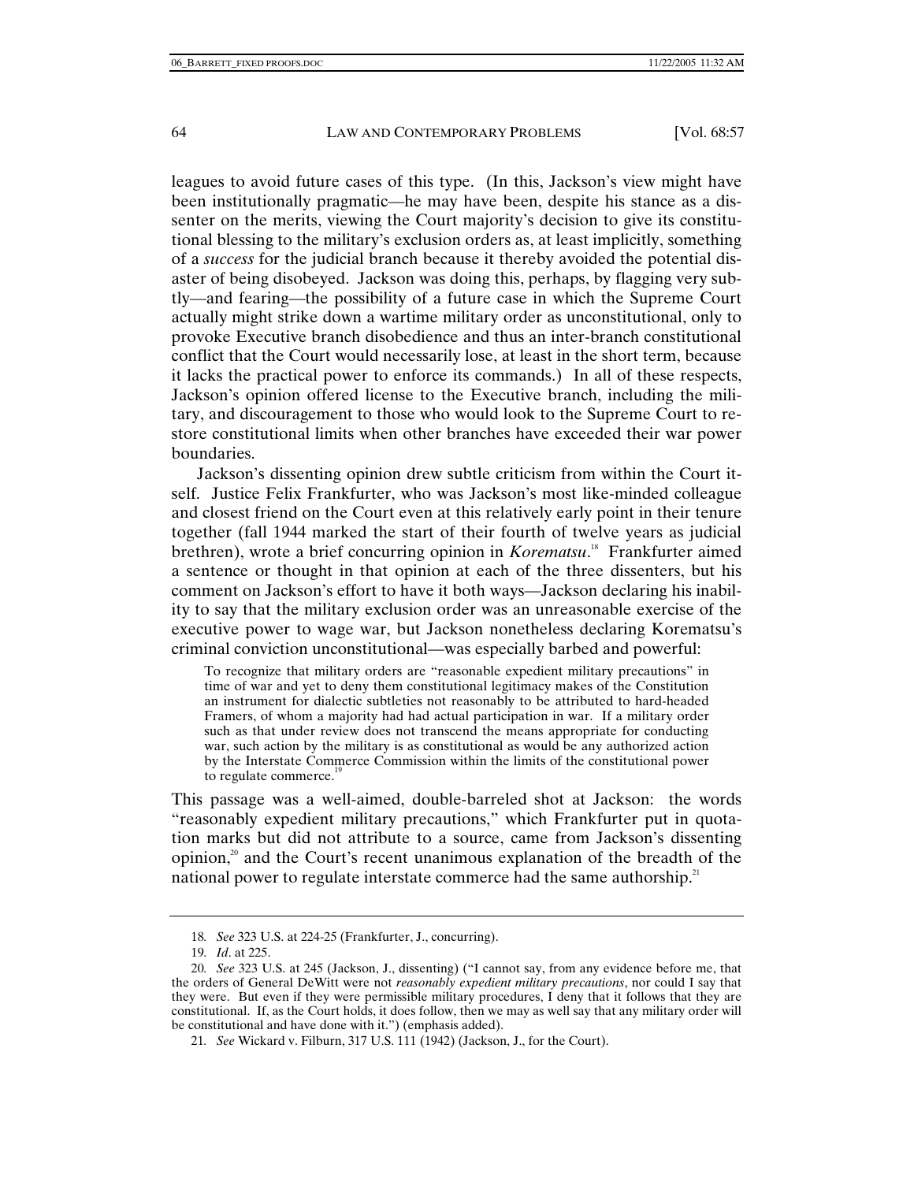leagues to avoid future cases of this type. (In this, Jackson's view might have been institutionally pragmatic—he may have been, despite his stance as a dissenter on the merits, viewing the Court majority's decision to give its constitutional blessing to the military's exclusion orders as, at least implicitly, something of a *success* for the judicial branch because it thereby avoided the potential disaster of being disobeyed. Jackson was doing this, perhaps, by flagging very subtly—and fearing—the possibility of a future case in which the Supreme Court actually might strike down a wartime military order as unconstitutional, only to provoke Executive branch disobedience and thus an inter-branch constitutional conflict that the Court would necessarily lose, at least in the short term, because it lacks the practical power to enforce its commands.) In all of these respects, Jackson's opinion offered license to the Executive branch, including the military, and discouragement to those who would look to the Supreme Court to restore constitutional limits when other branches have exceeded their war power boundaries.

Jackson's dissenting opinion drew subtle criticism from within the Court itself. Justice Felix Frankfurter, who was Jackson's most like-minded colleague and closest friend on the Court even at this relatively early point in their tenure together (fall 1944 marked the start of their fourth of twelve years as judicial brethren), wrote a brief concurring opinion in *Korematsu*.[18] Frankfurter aimed a sentence or thought in that opinion at each of the three dissenters, but his comment on Jackson's effort to have it both ways—Jackson declaring his inability to say that the military exclusion order was an unreasonable exercise of the executive power to wage war, but Jackson nonetheless declaring Korematsu's criminal conviction unconstitutional—was especially barbed and powerful:

> To recognize that military orders are "reasonable expedient military precautions" in time of war and yet to deny them constitutional legitimacy makes of the Constitution an instrument for dialectic subtleties not reasonably to be attributed to hard-headed Framers, of whom a majority had had actual participation in war. If a military order such as that under review does not transcend the means appropriate for conducting war, such action by the military is as constitutional as would be any authorized action by the Interstate Commerce Commission within the limits of the constitutional power to regulate commerce.[19]

This passage was a well-aimed, double-barreled shot at Jackson: the words "reasonably expedient military precautions," which Frankfurter put in quotation marks but did not attribute to a source, came from Jackson's dissenting opinion,[20] and the Court's recent unanimous explanation of the breadth of the national power to regulate interstate commerce had the same authorship.[21]

---

18. *See* 323 U.S. at 224-25 (Frankfurter, J., concurring).

19. *Id*. at 225.

20. *See* 323 U.S. at 245 (Jackson, J., dissenting) ("I cannot say, from any evidence before me, that the orders of General DeWitt were not *reasonably expedient military precautions*, nor could I say that they were. But even if they were permissible military procedures, I deny that it follows that they are constitutional. If, as the Court holds, it does follow, then we may as well say that any military order will be constitutional and have done with it.") (emphasis added).

21. *See* Wickard v. Filburn, 317 U.S. 111 (1942) (Jackson, J., for the Court).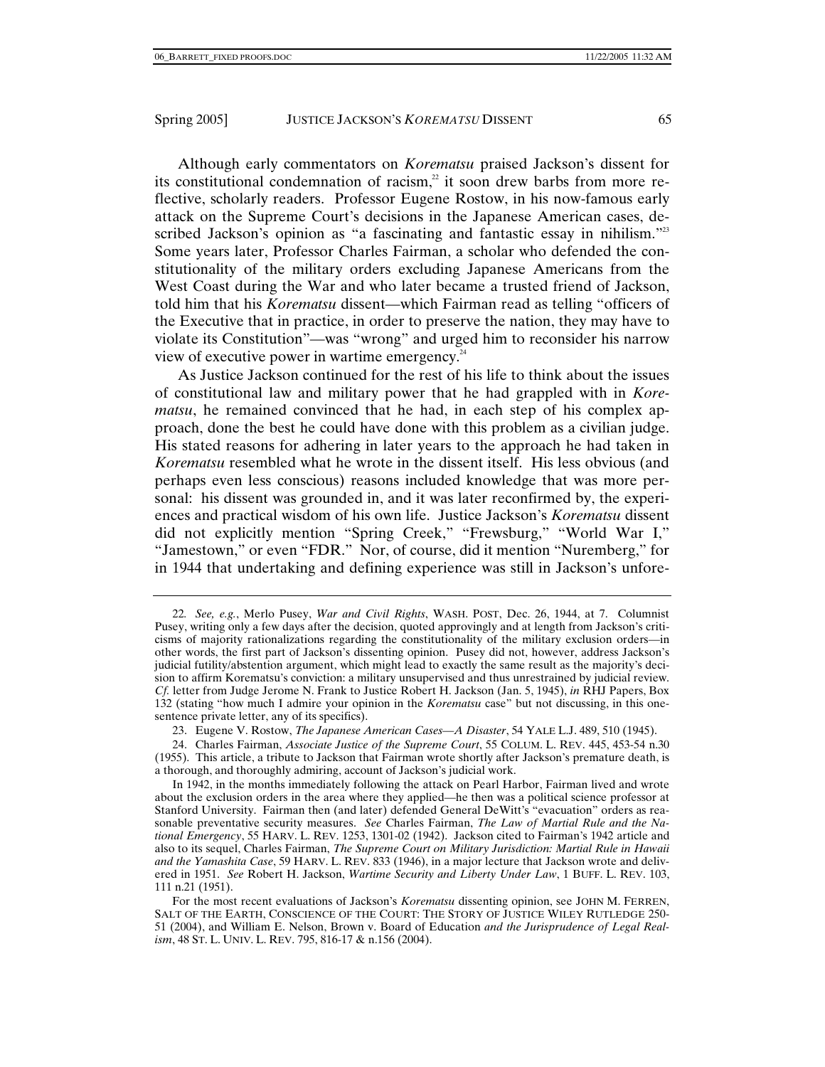Although early commentators on *Korematsu* praised Jackson's dissent for its constitutional condemnation of racism,[22] it soon drew barbs from more reflective, scholarly readers. Professor Eugene Rostow, in his now-famous early attack on the Supreme Court's decisions in the Japanese American cases, described Jackson's opinion as "a fascinating and fantastic essay in nihilism."[23] Some years later, Professor Charles Fairman, a scholar who defended the constitutionality of the military orders excluding Japanese Americans from the West Coast during the War and who later became a trusted friend of Jackson, told him that his *Korematsu* dissent—which Fairman read as telling "officers of the Executive that in practice, in order to preserve the nation, they may have to violate its Constitution"—was "wrong" and urged him to reconsider his narrow view of executive power in wartime emergency.[24]

As Justice Jackson continued for the rest of his life to think about the issues of constitutional law and military power that he had grappled with in *Korematsu*, he remained convinced that he had, in each step of his complex approach, done the best he could have done with this problem as a civilian judge. His stated reasons for adhering in later years to the approach he had taken in *Korematsu* resembled what he wrote in the dissent itself. His less obvious (and perhaps even less conscious) reasons included knowledge that was more personal: his dissent was grounded in, and it was later reconfirmed by, the experiences and practical wisdom of his own life. Justice Jackson's *Korematsu* dissent did not explicitly mention "Spring Creek," "Frewsburg," "World War I," "Jamestown," or even "FDR." Nor, of course, did it mention "Nuremberg," for in 1944 that undertaking and defining experience was still in Jackson's unfore-

---

22. *See, e.g.*, Merlo Pusey, *War and Civil Rights*, WASH. POST, Dec. 26, 1944, at 7. Columnist Pusey, writing only a few days after the decision, quoted approvingly and at length from Jackson's criticisms of majority rationalizations regarding the constitutionality of the military exclusion orders—in other words, the first part of Jackson's dissenting opinion. Pusey did not, however, address Jackson's judicial futility/abstention argument, which might lead to exactly the same result as the majority's decision to affirm Korematsu's conviction: a military unsupervised and thus unrestrained by judicial review. *Cf.* letter from Judge Jerome N. Frank to Justice Robert H. Jackson (Jan. 5, 1945), *in* RHJ Papers, Box 132 (stating "how much I admire your opinion in the *Korematsu* case" but not discussing, in this one-sentence private letter, any of its specifics).

23. Eugene V. Rostow, *The Japanese American Cases—A Disaster*, 54 YALE L.J. 489, 510 (1945).

24. Charles Fairman, *Associate Justice of the Supreme Court*, 55 COLUM. L. REV. 445, 453-54 n.30 (1955). This article, a tribute to Jackson that Fairman wrote shortly after Jackson's premature death, is a thorough, and thoroughly admiring, account of Jackson's judicial work.

In 1942, in the months immediately following the attack on Pearl Harbor, Fairman lived and wrote about the exclusion orders in the area where they applied—he then was a political science professor at Stanford University. Fairman then (and later) defended General DeWitt's "evacuation" orders as reasonable preventative security measures. *See* Charles Fairman, *The Law of Martial Rule and the National Emergency*, 55 HARV. L. REV. 1253, 1301-02 (1942). Jackson cited to Fairman's 1942 article and also to its sequel, Charles Fairman, *The Supreme Court on Military Jurisdiction: Martial Rule in Hawaii and the Yamashita Case*, 59 HARV. L. REV. 833 (1946), in a major lecture that Jackson wrote and delivered in 1951. *See* Robert H. Jackson, *Wartime Security and Liberty Under Law*, 1 BUFF. L. REV. 103, 111 n.21 (1951).

For the most recent evaluations of Jackson's *Korematsu* dissenting opinion, see JOHN M. FERREN, SALT OF THE EARTH, CONSCIENCE OF THE COURT: THE STORY OF JUSTICE WILEY RUTLEDGE 250-51 (2004), and William E. Nelson, Brown v. Board of Education *and the Jurisprudence of Legal Realism*, 48 ST. L. UNIV. L. REV. 795, 816-17 & n.156 (2004).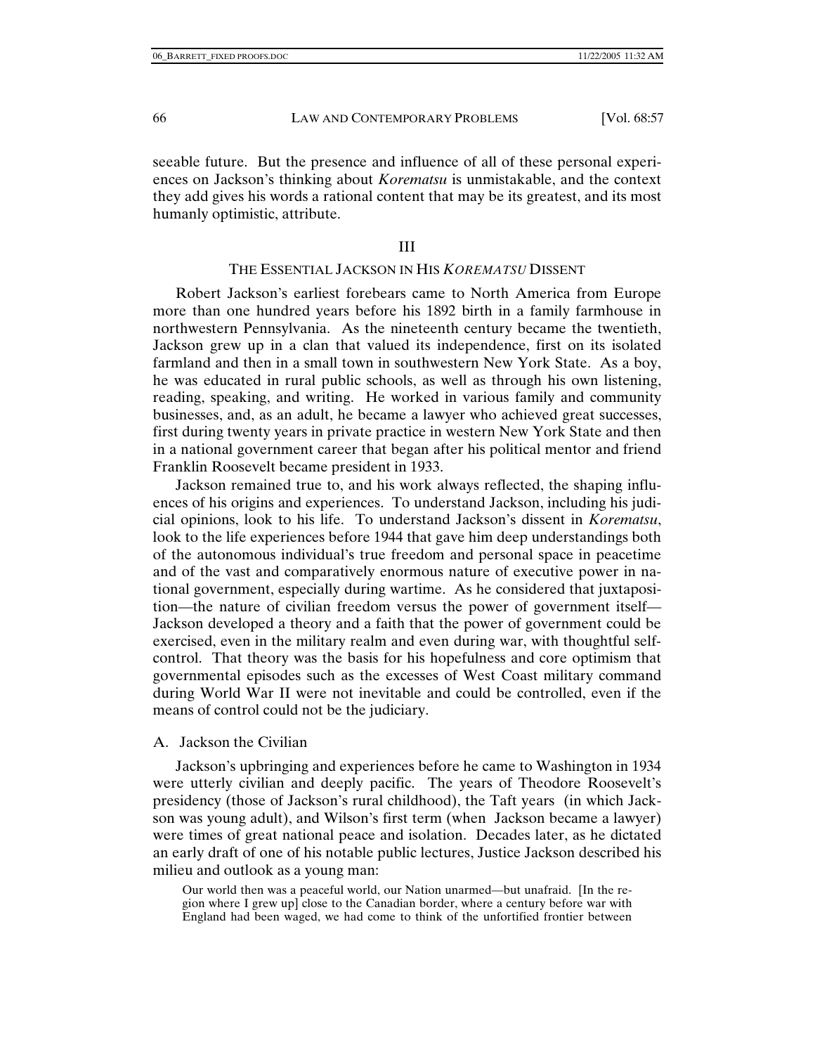seeable future. But the presence and influence of all of these personal experiences on Jackson's thinking about *Korematsu* is unmistakable, and the context they add gives his words a rational content that may be its greatest, and its most humanly optimistic, attribute.

## III

## THE ESSENTIAL JACKSON IN HIS *KOREMATSU* DISSENT

Robert Jackson's earliest forebears came to North America from Europe more than one hundred years before his 1892 birth in a family farmhouse in northwestern Pennsylvania. As the nineteenth century became the twentieth, Jackson grew up in a clan that valued its independence, first on its isolated farmland and then in a small town in southwestern New York State. As a boy, he was educated in rural public schools, as well as through his own listening, reading, speaking, and writing. He worked in various family and community businesses, and, as an adult, he became a lawyer who achieved great successes, first during twenty years in private practice in western New York State and then in a national government career that began after his political mentor and friend Franklin Roosevelt became president in 1933.

Jackson remained true to, and his work always reflected, the shaping influences of his origins and experiences. To understand Jackson, including his judicial opinions, look to his life. To understand Jackson's dissent in *Korematsu*, look to the life experiences before 1944 that gave him deep understandings both of the autonomous individual's true freedom and personal space in peacetime and of the vast and comparatively enormous nature of executive power in national government, especially during wartime. As he considered that juxtaposition—the nature of civilian freedom versus the power of government itself—Jackson developed a theory and a faith that the power of government could be exercised, even in the military realm and even during war, with thoughtful self-control. That theory was the basis for his hopefulness and core optimism that governmental episodes such as the excesses of West Coast military command during World War II were not inevitable and could be controlled, even if the means of control could not be the judiciary.

### A. Jackson the Civilian

Jackson's upbringing and experiences before he came to Washington in 1934 were utterly civilian and deeply pacific. The years of Theodore Roosevelt's presidency (those of Jackson's rural childhood), the Taft years (in which Jackson was young adult), and Wilson's first term (when Jackson became a lawyer) were times of great national peace and isolation. Decades later, as he dictated an early draft of one of his notable public lectures, Justice Jackson described his milieu and outlook as a young man:

> Our world then was a peaceful world, our Nation unarmed—but unafraid. [In the region where I grew up] close to the Canadian border, where a century before war with England had been waged, we had come to think of the unfortified frontier between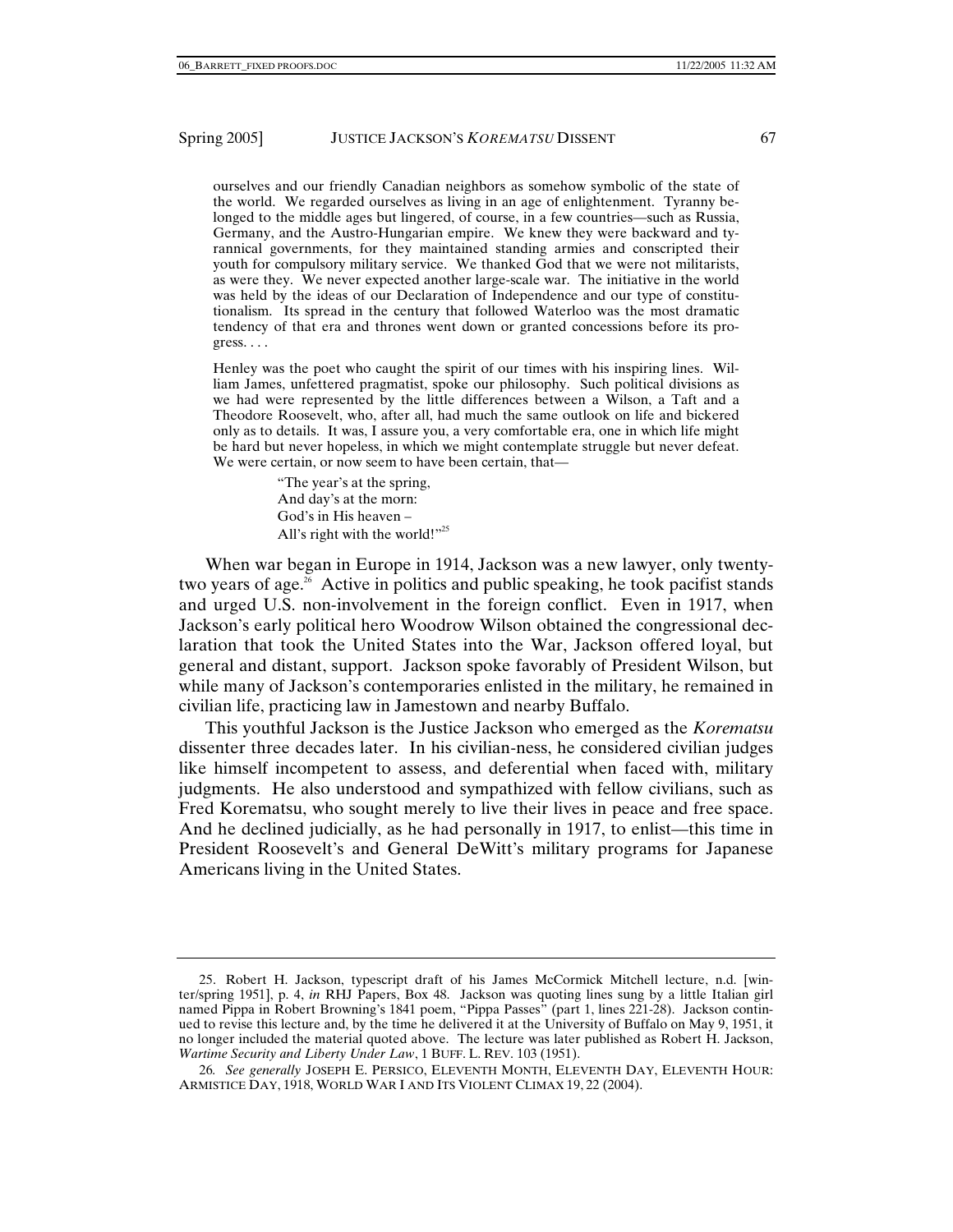> ourselves and our friendly Canadian neighbors as somehow symbolic of the state of the world. We regarded ourselves as living in an age of enlightenment. Tyranny belonged to the middle ages but lingered, of course, in a few countries—such as Russia, Germany, and the Austro-Hungarian empire. We knew they were backward and tyrannical governments, for they maintained standing armies and conscripted their youth for compulsory military service. We thanked God that we were not militarists, as were they. We never expected another large-scale war. The initiative in the world was held by the ideas of our Declaration of Independence and our type of constitutionalism. Its spread in the century that followed Waterloo was the most dramatic tendency of that era and thrones went down or granted concessions before its progress. . . .
>
> Henley was the poet who caught the spirit of our times with his inspiring lines. William James, unfettered pragmatist, spoke our philosophy. Such political divisions as we had were represented by the little differences between a Wilson, a Taft and a Theodore Roosevelt, who, after all, had much the same outlook on life and bickered only as to details. It was, I assure you, a very comfortable era, one in which life might be hard but never hopeless, in which we might contemplate struggle but never defeat. We were certain, or now seem to have been certain, that—
>
> "The year's at the spring,
> And day's at the morn:
> God's in His heaven –
> All's right with the world!"[25]

When war began in Europe in 1914, Jackson was a new lawyer, only twenty-two years of age.[26] Active in politics and public speaking, he took pacifist stands and urged U.S. non-involvement in the foreign conflict. Even in 1917, when Jackson's early political hero Woodrow Wilson obtained the congressional declaration that took the United States into the War, Jackson offered loyal, but general and distant, support. Jackson spoke favorably of President Wilson, but while many of Jackson's contemporaries enlisted in the military, he remained in civilian life, practicing law in Jamestown and nearby Buffalo.

This youthful Jackson is the Justice Jackson who emerged as the *Korematsu* dissenter three decades later. In his civilian-ness, he considered civilian judges like himself incompetent to assess, and deferential when faced with, military judgments. He also understood and sympathized with fellow civilians, such as Fred Korematsu, who sought merely to live their lives in peace and free space. And he declined judicially, as he had personally in 1917, to enlist—this time in President Roosevelt's and General DeWitt's military programs for Japanese Americans living in the United States.

---

25. Robert H. Jackson, typescript draft of his James McCormick Mitchell lecture, n.d. [winter/spring 1951], p. 4, *in* RHJ Papers, Box 48. Jackson was quoting lines sung by a little Italian girl named Pippa in Robert Browning's 1841 poem, "Pippa Passes" (part 1, lines 221-28). Jackson continued to revise this lecture and, by the time he delivered it at the University of Buffalo on May 9, 1951, it no longer included the material quoted above. The lecture was later published as Robert H. Jackson, *Wartime Security and Liberty Under Law*, 1 BUFF. L. REV. 103 (1951).

26. *See generally* JOSEPH E. PERSICO, ELEVENTH MONTH, ELEVENTH DAY, ELEVENTH HOUR: ARMISTICE DAY, 1918, WORLD WAR I AND ITS VIOLENT CLIMAX 19, 22 (2004).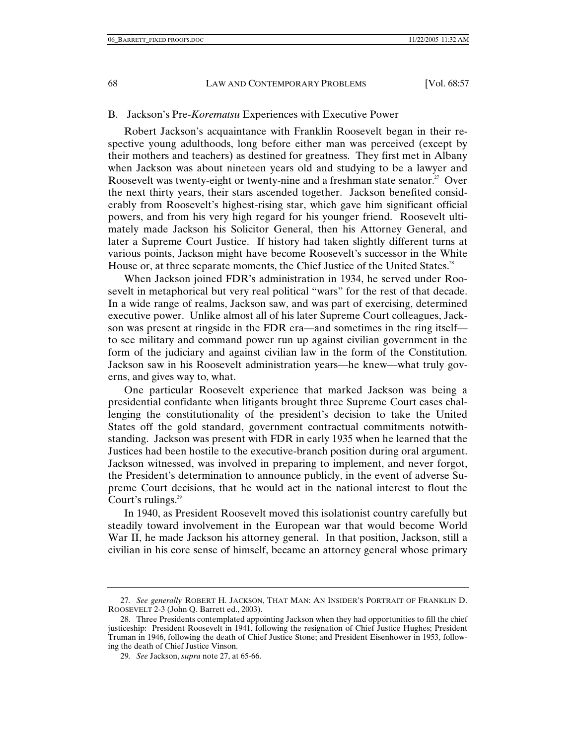### B. Jackson's Pre-*Korematsu* Experiences with Executive Power

Robert Jackson's acquaintance with Franklin Roosevelt began in their respective young adulthoods, long before either man was perceived (except by their mothers and teachers) as destined for greatness. They first met in Albany when Jackson was about nineteen years old and studying to be a lawyer and Roosevelt was twenty-eight or twenty-nine and a freshman state senator.[27] Over the next thirty years, their stars ascended together. Jackson benefited considerably from Roosevelt's highest-rising star, which gave him significant official powers, and from his very high regard for his younger friend. Roosevelt ultimately made Jackson his Solicitor General, then his Attorney General, and later a Supreme Court Justice. If history had taken slightly different turns at various points, Jackson might have become Roosevelt's successor in the White House or, at three separate moments, the Chief Justice of the United States.[28]

When Jackson joined FDR's administration in 1934, he served under Roosevelt in metaphorical but very real political "wars" for the rest of that decade. In a wide range of realms, Jackson saw, and was part of exercising, determined executive power. Unlike almost all of his later Supreme Court colleagues, Jackson was present at ringside in the FDR era—and sometimes in the ring itself—to see military and command power run up against civilian government in the form of the judiciary and against civilian law in the form of the Constitution. Jackson saw in his Roosevelt administration years—he knew—what truly governs, and gives way to, what.

One particular Roosevelt experience that marked Jackson was being a presidential confidante when litigants brought three Supreme Court cases challenging the constitutionality of the president's decision to take the United States off the gold standard, government contractual commitments notwithstanding. Jackson was present with FDR in early 1935 when he learned that the Justices had been hostile to the executive-branch position during oral argument. Jackson witnessed, was involved in preparing to implement, and never forgot, the President's determination to announce publicly, in the event of adverse Supreme Court decisions, that he would act in the national interest to flout the Court's rulings.[29]

In 1940, as President Roosevelt moved this isolationist country carefully but steadily toward involvement in the European war that would become World War II, he made Jackson his attorney general. In that position, Jackson, still a civilian in his core sense of himself, became an attorney general whose primary

---

27. *See generally* ROBERT H. JACKSON, THAT MAN: AN INSIDER'S PORTRAIT OF FRANKLIN D. ROOSEVELT 2-3 (John Q. Barrett ed., 2003).

28. Three Presidents contemplated appointing Jackson when they had opportunities to fill the chief justiceship: President Roosevelt in 1941, following the resignation of Chief Justice Hughes; President Truman in 1946, following the death of Chief Justice Stone; and President Eisenhower in 1953, following the death of Chief Justice Vinson.

29. *See* Jackson, *supra* note 27, at 65-66.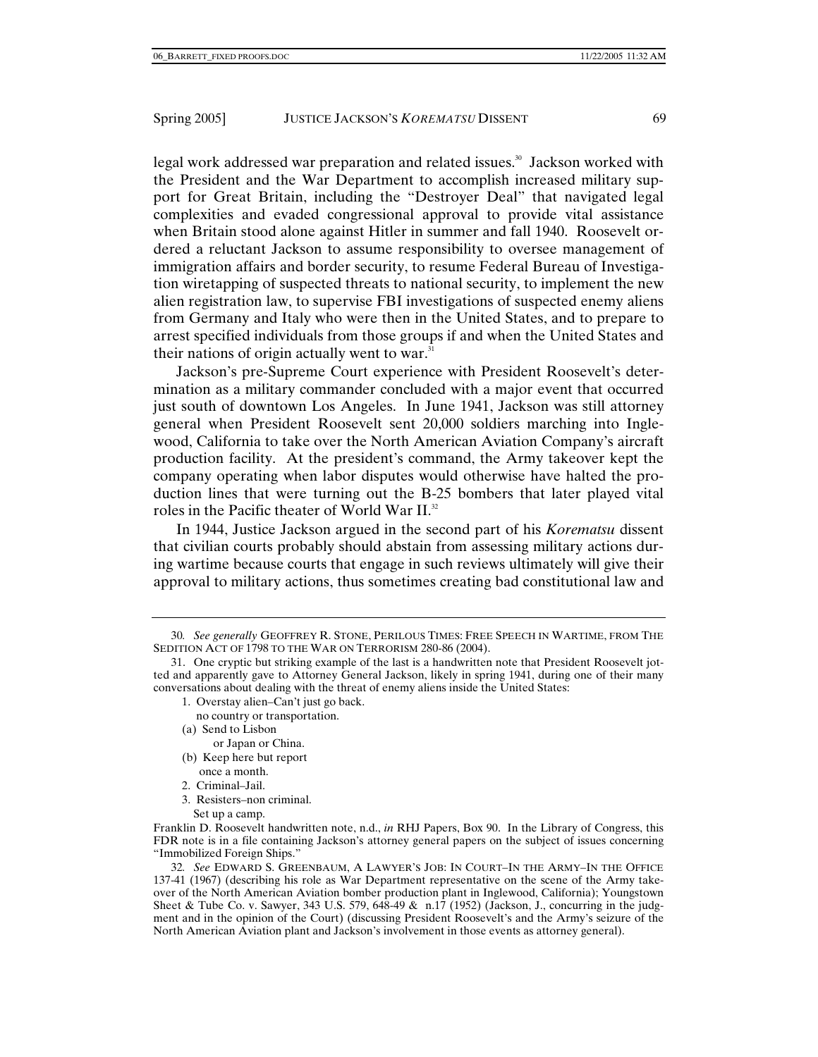legal work addressed war preparation and related issues.[30] Jackson worked with the President and the War Department to accomplish increased military support for Great Britain, including the "Destroyer Deal" that navigated legal complexities and evaded congressional approval to provide vital assistance when Britain stood alone against Hitler in summer and fall 1940. Roosevelt ordered a reluctant Jackson to assume responsibility to oversee management of immigration affairs and border security, to resume Federal Bureau of Investigation wiretapping of suspected threats to national security, to implement the new alien registration law, to supervise FBI investigations of suspected enemy aliens from Germany and Italy who were then in the United States, and to prepare to arrest specified individuals from those groups if and when the United States and their nations of origin actually went to war.[31]

Jackson's pre-Supreme Court experience with President Roosevelt's determination as a military commander concluded with a major event that occurred just south of downtown Los Angeles. In June 1941, Jackson was still attorney general when President Roosevelt sent 20,000 soldiers marching into Inglewood, California to take over the North American Aviation Company's aircraft production facility. At the president's command, the Army takeover kept the company operating when labor disputes would otherwise have halted the production lines that were turning out the B-25 bombers that later played vital roles in the Pacific theater of World War II.[32]

In 1944, Justice Jackson argued in the second part of his *Korematsu* dissent that civilian courts probably should abstain from assessing military actions during wartime because courts that engage in such reviews ultimately will give their approval to military actions, thus sometimes creating bad constitutional law and

---

30. *See generally* GEOFFREY R. STONE, PERILOUS TIMES: FREE SPEECH IN WARTIME, FROM THE SEDITION ACT OF 1798 TO THE WAR ON TERRORISM 280-86 (2004).

31. One cryptic but striking example of the last is a handwritten note that President Roosevelt jotted and apparently gave to Attorney General Jackson, likely in spring 1941, during one of their many conversations about dealing with the threat of enemy aliens inside the United States:

> 1. Overstay alien–Can't just go back.
>    no country or transportation.
>    (a) Send to Lisbon
>        or Japan or China.
>    (b) Keep here but report
>        once a month.
> 2. Criminal–Jail.
> 3. Resisters–non criminal.
>    Set up a camp.

Franklin D. Roosevelt handwritten note, n.d., *in* RHJ Papers, Box 90. In the Library of Congress, this FDR note is in a file containing Jackson's attorney general papers on the subject of issues concerning "Immobilized Foreign Ships."

32. *See* EDWARD S. GREENBAUM, A LAWYER'S JOB: IN COURT–IN THE ARMY–IN THE OFFICE 137-41 (1967) (describing his role as War Department representative on the scene of the Army takeover of the North American Aviation bomber production plant in Inglewood, California); Youngstown Sheet & Tube Co. v. Sawyer, 343 U.S. 579, 648-49 & n.17 (1952) (Jackson, J., concurring in the judgment and in the opinion of the Court) (discussing President Roosevelt's and the Army's seizure of the North American Aviation plant and Jackson's involvement in those events as attorney general).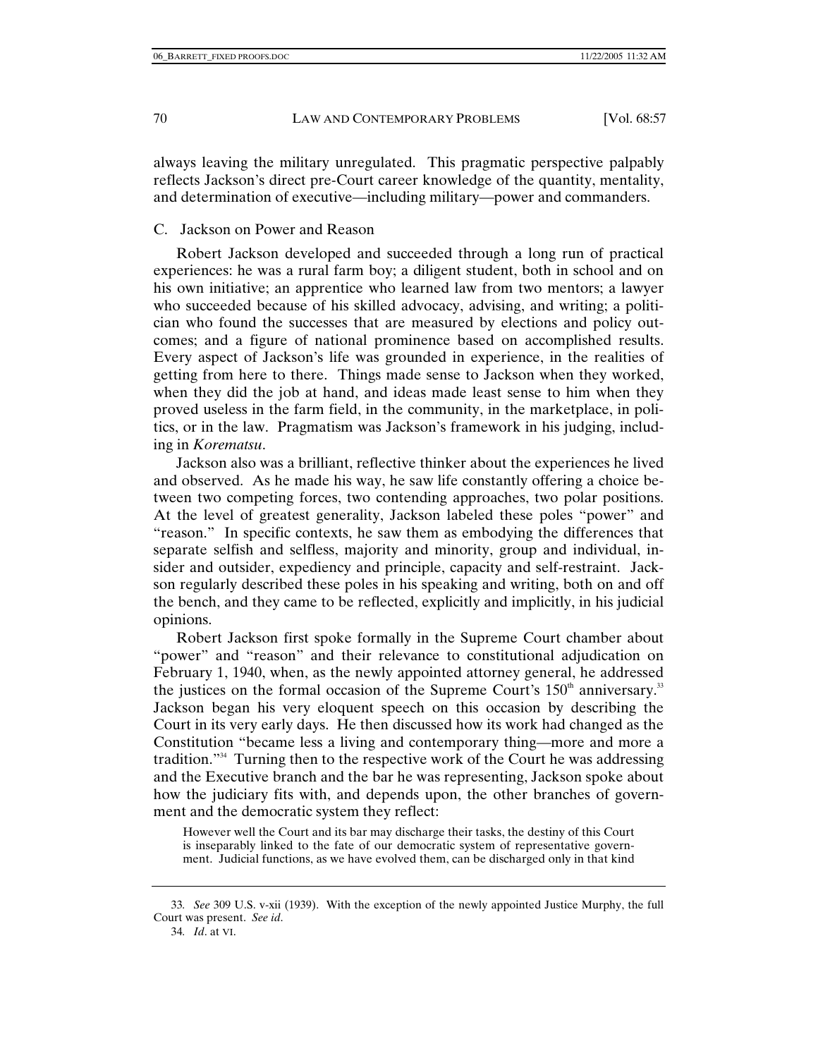always leaving the military unregulated. This pragmatic perspective palpably reflects Jackson's direct pre-Court career knowledge of the quantity, mentality, and determination of executive—including military—power and commanders.

### C. Jackson on Power and Reason

Robert Jackson developed and succeeded through a long run of practical experiences: he was a rural farm boy; a diligent student, both in school and on his own initiative; an apprentice who learned law from two mentors; a lawyer who succeeded because of his skilled advocacy, advising, and writing; a politician who found the successes that are measured by elections and policy outcomes; and a figure of national prominence based on accomplished results. Every aspect of Jackson's life was grounded in experience, in the realities of getting from here to there. Things made sense to Jackson when they worked, when they did the job at hand, and ideas made least sense to him when they proved useless in the farm field, in the community, in the marketplace, in politics, or in the law. Pragmatism was Jackson's framework in his judging, including in *Korematsu*.

Jackson also was a brilliant, reflective thinker about the experiences he lived and observed. As he made his way, he saw life constantly offering a choice between two competing forces, two contending approaches, two polar positions. At the level of greatest generality, Jackson labeled these poles "power" and "reason." In specific contexts, he saw them as embodying the differences that separate selfish and selfless, majority and minority, group and individual, insider and outsider, expediency and principle, capacity and self-restraint. Jackson regularly described these poles in his speaking and writing, both on and off the bench, and they came to be reflected, explicitly and implicitly, in his judicial opinions.

Robert Jackson first spoke formally in the Supreme Court chamber about "power" and "reason" and their relevance to constitutional adjudication on February 1, 1940, when, as the newly appointed attorney general, he addressed the justices on the formal occasion of the Supreme Court's 150th anniversary.[33] Jackson began his very eloquent speech on this occasion by describing the Court in its very early days. He then discussed how its work had changed as the Constitution "became less a living and contemporary thing—more and more a tradition."[34] Turning then to the respective work of the Court he was addressing and the Executive branch and the bar he was representing, Jackson spoke about how the judiciary fits with, and depends upon, the other branches of government and the democratic system they reflect:

> However well the Court and its bar may discharge their tasks, the destiny of this Court is inseparably linked to the fate of our democratic system of representative government. Judicial functions, as we have evolved them, can be discharged only in that kind

---

33. *See* 309 U.S. v-xii (1939). With the exception of the newly appointed Justice Murphy, the full Court was present. *See id.*

34. *Id*. at VI.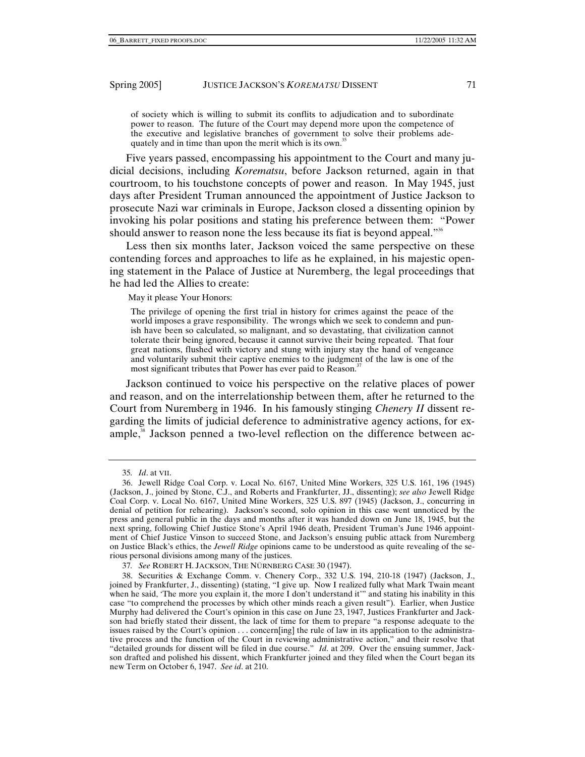> of society which is willing to submit its conflits to adjudication and to subordinate power to reason. The future of the Court may depend more upon the competence of the executive and legislative branches of government to solve their problems adequately and in time than upon the merit which is its own.[35]

Five years passed, encompassing his appointment to the Court and many judicial decisions, including *Korematsu*, before Jackson returned, again in that courtroom, to his touchstone concepts of power and reason. In May 1945, just days after President Truman announced the appointment of Justice Jackson to prosecute Nazi war criminals in Europe, Jackson closed a dissenting opinion by invoking his polar positions and stating his preference between them: "Power should answer to reason none the less because its fiat is beyond appeal."[36]

Less then six months later, Jackson voiced the same perspective on these contending forces and approaches to life as he explained, in his majestic opening statement in the Palace of Justice at Nuremberg, the legal proceedings that he had led the Allies to create:

> May it please Your Honors:
>
> The privilege of opening the first trial in history for crimes against the peace of the world imposes a grave responsibility. The wrongs which we seek to condemn and punish have been so calculated, so malignant, and so devastating, that civilization cannot tolerate their being ignored, because it cannot survive their being repeated. That four great nations, flushed with victory and stung with injury stay the hand of vengeance and voluntarily submit their captive enemies to the judgment of the law is one of the most significant tributes that Power has ever paid to Reason.[37]

Jackson continued to voice his perspective on the relative places of power and reason, and on the interrelationship between them, after he returned to the Court from Nuremberg in 1946. In his famously stinging *Chenery II* dissent regarding the limits of judicial deference to administrative agency actions, for example,[38] Jackson penned a two-level reflection on the difference between ac-

---

35. *Id*. at VII.

36. Jewell Ridge Coal Corp. v. Local No. 6167, United Mine Workers, 325 U.S. 161, 196 (1945) (Jackson, J., joined by Stone, C.J., and Roberts and Frankfurter, JJ., dissenting); *see also* Jewell Ridge Coal Corp. v. Local No. 6167, United Mine Workers, 325 U.S. 897 (1945) (Jackson, J., concurring in denial of petition for rehearing). Jackson's second, solo opinion in this case went unnoticed by the press and general public in the days and months after it was handed down on June 18, 1945, but the next spring, following Chief Justice Stone's April 1946 death, President Truman's June 1946 appointment of Chief Justice Vinson to succeed Stone, and Jackson's ensuing public attack from Nuremberg on Justice Black's ethics, the *Jewell Ridge* opinions came to be understood as quite revealing of the serious personal divisions among many of the justices.

37. *See* ROBERT H. JACKSON, THE NÜRNBERG CASE 30 (1947).

38. Securities & Exchange Comm. v. Chenery Corp., 332 U.S. 194, 210-18 (1947) (Jackson, J., joined by Frankfurter, J., dissenting) (stating, "I give up. Now I realized fully what Mark Twain meant when he said, 'The more you explain it, the more I don't understand it'" and stating his inability in this case "to comprehend the processes by which other minds reach a given result"). Earlier, when Justice Murphy had delivered the Court's opinion in this case on June 23, 1947, Justices Frankfurter and Jackson had briefly stated their dissent, the lack of time for them to prepare "a response adequate to the issues raised by the Court's opinion . . . concern[ing] the rule of law in its application to the administrative process and the function of the Court in reviewing administrative action," and their resolve that "detailed grounds for dissent will be filed in due course." *Id*. at 209. Over the ensuing summer, Jackson drafted and polished his dissent, which Frankfurter joined and they filed when the Court began its new Term on October 6, 1947. *See id*. at 210.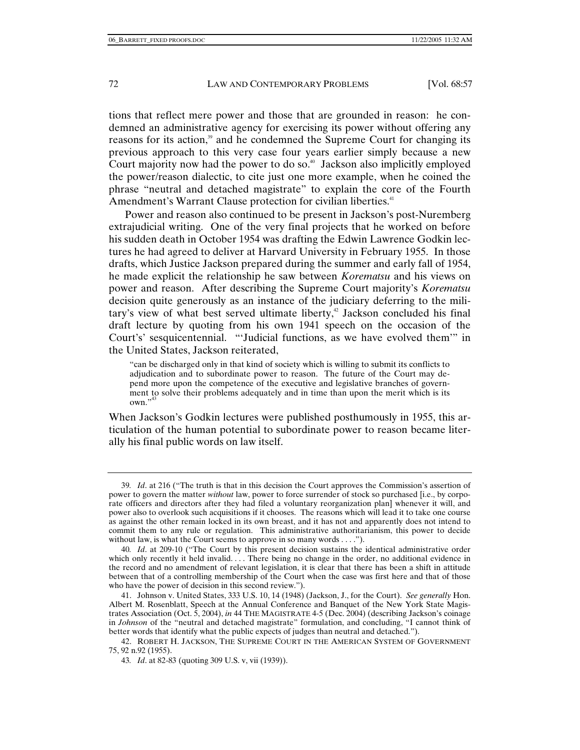tions that reflect mere power and those that are grounded in reason: he condemned an administrative agency for exercising its power without offering any reasons for its action,[39] and he condemned the Supreme Court for changing its previous approach to this very case four years earlier simply because a new Court majority now had the power to do so.[40] Jackson also implicitly employed the power/reason dialectic, to cite just one more example, when he coined the phrase "neutral and detached magistrate" to explain the core of the Fourth Amendment's Warrant Clause protection for civilian liberties.[41]

Power and reason also continued to be present in Jackson's post-Nuremberg extrajudicial writing. One of the very final projects that he worked on before his sudden death in October 1954 was drafting the Edwin Lawrence Godkin lectures he had agreed to deliver at Harvard University in February 1955. In those drafts, which Justice Jackson prepared during the summer and early fall of 1954, he made explicit the relationship he saw between *Korematsu* and his views on power and reason. After describing the Supreme Court majority's *Korematsu* decision quite generously as an instance of the judiciary deferring to the military's view of what best served ultimate liberty,[42] Jackson concluded his final draft lecture by quoting from his own 1941 speech on the occasion of the Court's' sesquicentennial. "'Judicial functions, as we have evolved them'" in the United States, Jackson reiterated,

> "can be discharged only in that kind of society which is willing to submit its conflicts to adjudication and to subordinate power to reason. The future of the Court may depend more upon the competence of the executive and legislative branches of government to solve their problems adequately and in time than upon the merit which is its own."[43]

When Jackson's Godkin lectures were published posthumously in 1955, this articulation of the human potential to subordinate power to reason became literally his final public words on law itself.

---

39. *Id*. at 216 ("The truth is that in this decision the Court approves the Commission's assertion of power to govern the matter *without* law, power to force surrender of stock so purchased [i.e., by corporate officers and directors after they had filed a voluntary reorganization plan] whenever it will, and power also to overlook such acquisitions if it chooses. The reasons which will lead it to take one course as against the other remain locked in its own breast, and it has not and apparently does not intend to commit them to any rule or regulation. This administrative authoritarianism, this power to decide without law, is what the Court seems to approve in so many words . . . .").

40. *Id*. at 209-10 ("The Court by this present decision sustains the identical administrative order which only recently it held invalid. . . . There being no change in the order, no additional evidence in the record and no amendment of relevant legislation, it is clear that there has been a shift in attitude between that of a controlling membership of the Court when the case was first here and that of those who have the power of decision in this second review.").

41. Johnson v. United States, 333 U.S. 10, 14 (1948) (Jackson, J., for the Court). *See generally* Hon. Albert M. Rosenblatt, Speech at the Annual Conference and Banquet of the New York State Magistrates Association (Oct. 5, 2004), *in* 44 THE MAGISTRATE 4-5 (Dec. 2004) (describing Jackson's coinage in *Johnson* of the "neutral and detached magistrate" formulation, and concluding, "I cannot think of better words that identify what the public expects of judges than neutral and detached.").

42. ROBERT H. JACKSON, THE SUPREME COURT IN THE AMERICAN SYSTEM OF GOVERNMENT 75, 92 n.92 (1955).

43. *Id*. at 82-83 (quoting 309 U.S. v, vii (1939)).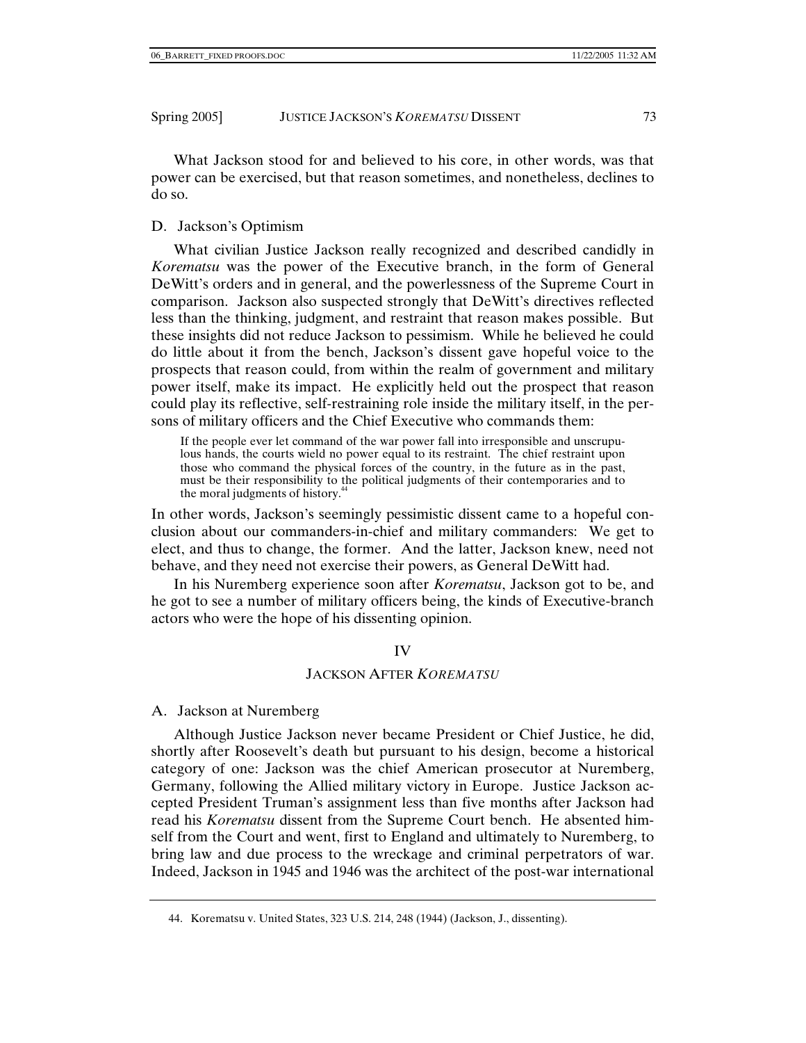What Jackson stood for and believed to his core, in other words, was that power can be exercised, but that reason sometimes, and nonetheless, declines to do so.

### D. Jackson's Optimism

What civilian Justice Jackson really recognized and described candidly in *Korematsu* was the power of the Executive branch, in the form of General DeWitt's orders and in general, and the powerlessness of the Supreme Court in comparison. Jackson also suspected strongly that DeWitt's directives reflected less than the thinking, judgment, and restraint that reason makes possible. But these insights did not reduce Jackson to pessimism. While he believed he could do little about it from the bench, Jackson's dissent gave hopeful voice to the prospects that reason could, from within the realm of government and military power itself, make its impact. He explicitly held out the prospect that reason could play its reflective, self-restraining role inside the military itself, in the persons of military officers and the Chief Executive who commands them:

> If the people ever let command of the war power fall into irresponsible and unscrupulous hands, the courts wield no power equal to its restraint. The chief restraint upon those who command the physical forces of the country, in the future as in the past, must be their responsibility to the political judgments of their contemporaries and to the moral judgments of history.[44]

In other words, Jackson's seemingly pessimistic dissent came to a hopeful conclusion about our commanders-in-chief and military commanders: We get to elect, and thus to change, the former. And the latter, Jackson knew, need not behave, and they need not exercise their powers, as General DeWitt had.

In his Nuremberg experience soon after *Korematsu*, Jackson got to be, and he got to see a number of military officers being, the kinds of Executive-branch actors who were the hope of his dissenting opinion.

## IV

## JACKSON AFTER *KOREMATSU*

### A. Jackson at Nuremberg

Although Justice Jackson never became President or Chief Justice, he did, shortly after Roosevelt's death but pursuant to his design, become a historical category of one: Jackson was the chief American prosecutor at Nuremberg, Germany, following the Allied military victory in Europe. Justice Jackson accepted President Truman's assignment less than five months after Jackson had read his *Korematsu* dissent from the Supreme Court bench. He absented himself from the Court and went, first to England and ultimately to Nuremberg, to bring law and due process to the wreckage and criminal perpetrators of war. Indeed, Jackson in 1945 and 1946 was the architect of the post-war international

---

44. Korematsu v. United States, 323 U.S. 214, 248 (1944) (Jackson, J., dissenting).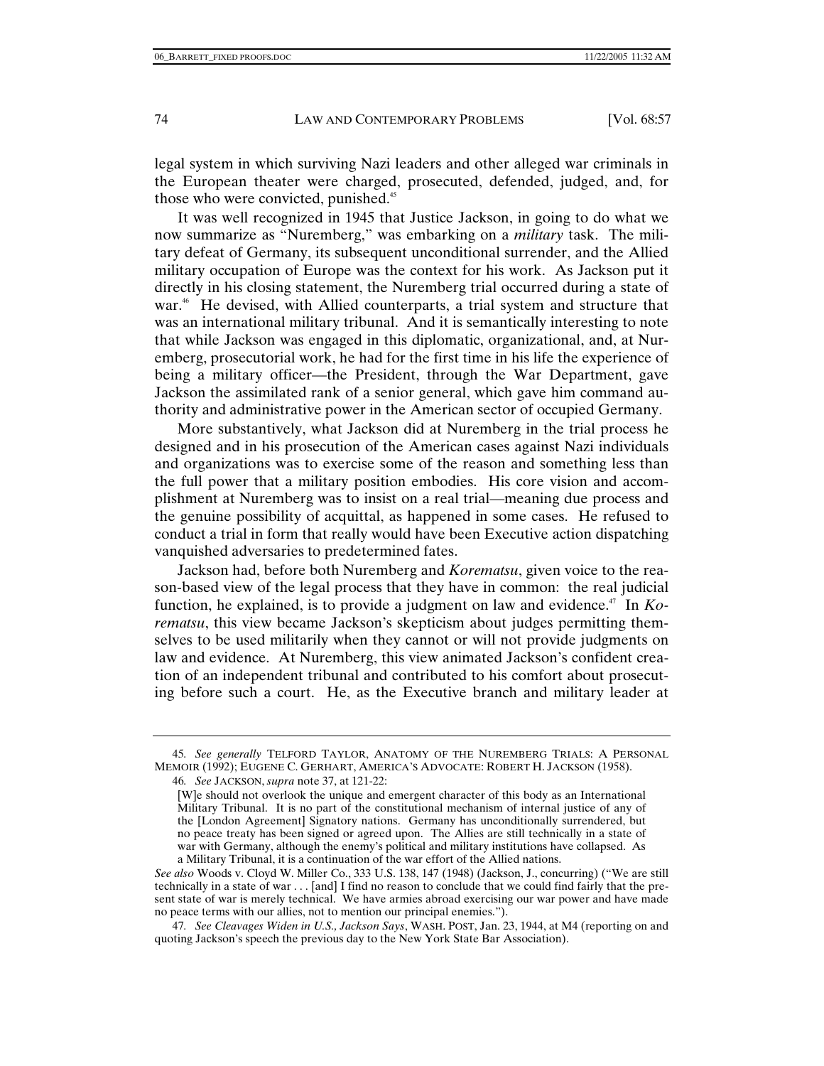legal system in which surviving Nazi leaders and other alleged war criminals in the European theater were charged, prosecuted, defended, judged, and, for those who were convicted, punished.[45]

It was well recognized in 1945 that Justice Jackson, in going to do what we now summarize as "Nuremberg," was embarking on a *military* task. The military defeat of Germany, its subsequent unconditional surrender, and the Allied military occupation of Europe was the context for his work. As Jackson put it directly in his closing statement, the Nuremberg trial occurred during a state of war.[46] He devised, with Allied counterparts, a trial system and structure that was an international military tribunal. And it is semantically interesting to note that while Jackson was engaged in this diplomatic, organizational, and, at Nuremberg, prosecutorial work, he had for the first time in his life the experience of being a military officer—the President, through the War Department, gave Jackson the assimilated rank of a senior general, which gave him command authority and administrative power in the American sector of occupied Germany.

More substantively, what Jackson did at Nuremberg in the trial process he designed and in his prosecution of the American cases against Nazi individuals and organizations was to exercise some of the reason and something less than the full power that a military position embodies. His core vision and accomplishment at Nuremberg was to insist on a real trial—meaning due process and the genuine possibility of acquittal, as happened in some cases. He refused to conduct a trial in form that really would have been Executive action dispatching vanquished adversaries to predetermined fates.

Jackson had, before both Nuremberg and *Korematsu*, given voice to the reason-based view of the legal process that they have in common: the real judicial function, he explained, is to provide a judgment on law and evidence.[47] In *Korematsu*, this view became Jackson's skepticism about judges permitting themselves to be used militarily when they cannot or will not provide judgments on law and evidence. At Nuremberg, this view animated Jackson's confident creation of an independent tribunal and contributed to his comfort about prosecuting before such a court. He, as the Executive branch and military leader at

---

45. *See generally* TELFORD TAYLOR, ANATOMY OF THE NUREMBERG TRIALS: A PERSONAL MEMOIR (1992); EUGENE C. GERHART, AMERICA'S ADVOCATE: ROBERT H. JACKSON (1958).

46. *See* JACKSON, *supra* note 37, at 121-22:

> [W]e should not overlook the unique and emergent character of this body as an International Military Tribunal. It is no part of the constitutional mechanism of internal justice of any of the [London Agreement] Signatory nations. Germany has unconditionally surrendered, but no peace treaty has been signed or agreed upon. The Allies are still technically in a state of war with Germany, although the enemy's political and military institutions have collapsed. As a Military Tribunal, it is a continuation of the war effort of the Allied nations.

*See also* Woods v. Cloyd W. Miller Co., 333 U.S. 138, 147 (1948) (Jackson, J., concurring) ("We are still technically in a state of war . . . [and] I find no reason to conclude that we could find fairly that the present state of war is merely technical. We have armies abroad exercising our war power and have made no peace terms with our allies, not to mention our principal enemies.").

47. *See Cleavages Widen in U.S., Jackson Says*, WASH. POST, Jan. 23, 1944, at M4 (reporting on and quoting Jackson's speech the previous day to the New York State Bar Association).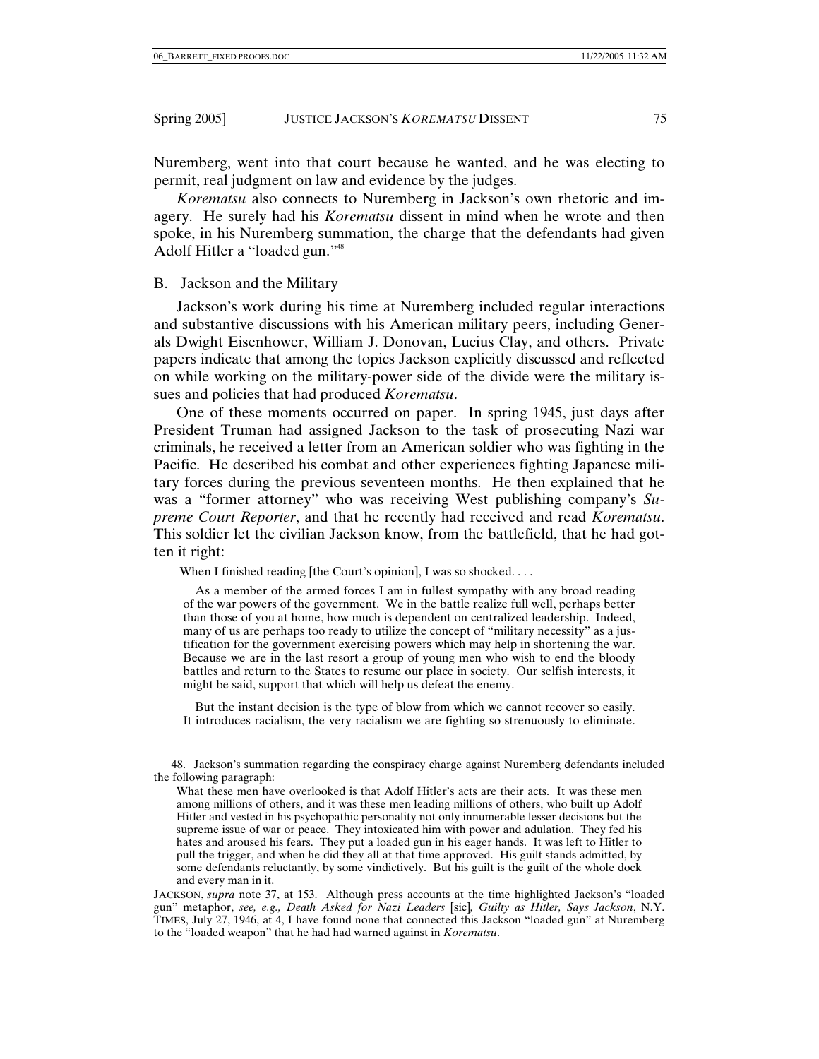Nuremberg, went into that court because he wanted, and he was electing to permit, real judgment on law and evidence by the judges.

*Korematsu* also connects to Nuremberg in Jackson's own rhetoric and imagery. He surely had his *Korematsu* dissent in mind when he wrote and then spoke, in his Nuremberg summation, the charge that the defendants had given Adolf Hitler a "loaded gun."[48]

## B. Jackson and the Military

Jackson's work during his time at Nuremberg included regular interactions and substantive discussions with his American military peers, including Generals Dwight Eisenhower, William J. Donovan, Lucius Clay, and others. Private papers indicate that among the topics Jackson explicitly discussed and reflected on while working on the military-power side of the divide were the military issues and policies that had produced *Korematsu*.

One of these moments occurred on paper. In spring 1945, just days after President Truman had assigned Jackson to the task of prosecuting Nazi war criminals, he received a letter from an American soldier who was fighting in the Pacific. He described his combat and other experiences fighting Japanese military forces during the previous seventeen months. He then explained that he was a "former attorney" who was receiving West publishing company's *Supreme Court Reporter*, and that he recently had received and read *Korematsu*. This soldier let the civilian Jackson know, from the battlefield, that he had gotten it right:

> When I finished reading [the Court's opinion], I was so shocked. . . .
>
> As a member of the armed forces I am in fullest sympathy with any broad reading of the war powers of the government. We in the battle realize full well, perhaps better than those of you at home, how much is dependent on centralized leadership. Indeed, many of us are perhaps too ready to utilize the concept of "military necessity" as a justification for the government exercising powers which may help in shortening the war. Because we are in the last resort a group of young men who wish to end the bloody battles and return to the States to resume our place in society. Our selfish interests, it might be said, support that which will help us defeat the enemy.
>
> But the instant decision is the type of blow from which we cannot recover so easily. It introduces racialism, the very racialism we are fighting so strenuously to eliminate.

---

48. Jackson's summation regarding the conspiracy charge against Nuremberg defendants included the following paragraph:

> What these men have overlooked is that Adolf Hitler's acts are their acts. It was these men among millions of others, and it was these men leading millions of others, who built up Adolf Hitler and vested in his psychopathic personality not only innumerable lesser decisions but the supreme issue of war or peace. They intoxicated him with power and adulation. They fed his hates and aroused his fears. They put a loaded gun in his eager hands. It was left to Hitler to pull the trigger, and when he did they all at that time approved. His guilt stands admitted, by some defendants reluctantly, by some vindictively. But his guilt is the guilt of the whole dock and every man in it.

JACKSON, *supra* note 37, at 153. Although press accounts at the time highlighted Jackson's "loaded gun" metaphor, *see, e.g., Death Asked for Nazi Leaders* [sic]*, Guilty as Hitler, Says Jackson*, N.Y. TIMES, July 27, 1946, at 4, I have found none that connected this Jackson "loaded gun" at Nuremberg to the "loaded weapon" that he had had warned against in *Korematsu*.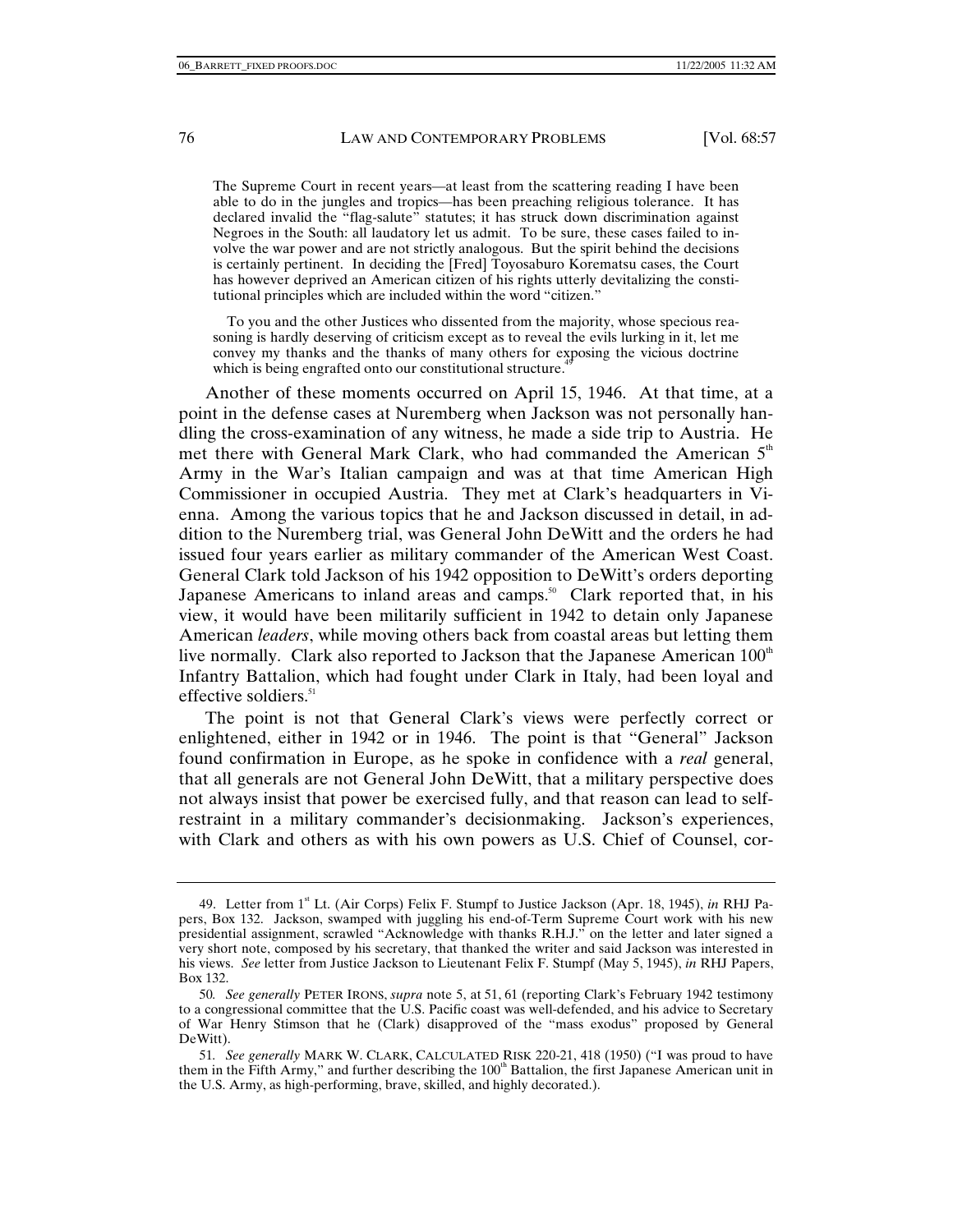> The Supreme Court in recent years—at least from the scattering reading I have been able to do in the jungles and tropics—has been preaching religious tolerance. It has declared invalid the "flag-salute" statutes; it has struck down discrimination against Negroes in the South: all laudatory let us admit. To be sure, these cases failed to involve the war power and are not strictly analogous. But the spirit behind the decisions is certainly pertinent. In deciding the [Fred] Toyosaburo Korematsu cases, the Court has however deprived an American citizen of his rights utterly devitalizing the constitutional principles which are included within the word "citizen."
>
> To you and the other Justices who dissented from the majority, whose specious reasoning is hardly deserving of criticism except as to reveal the evils lurking in it, let me convey my thanks and the thanks of many others for exposing the vicious doctrine which is being engrafted onto our constitutional structure.[49]

Another of these moments occurred on April 15, 1946. At that time, at a point in the defense cases at Nuremberg when Jackson was not personally handling the cross-examination of any witness, he made a side trip to Austria. He met there with General Mark Clark, who had commanded the American 5th Army in the War's Italian campaign and was at that time American High Commissioner in occupied Austria. They met at Clark's headquarters in Vienna. Among the various topics that he and Jackson discussed in detail, in addition to the Nuremberg trial, was General John DeWitt and the orders he had issued four years earlier as military commander of the American West Coast. General Clark told Jackson of his 1942 opposition to DeWitt's orders deporting Japanese Americans to inland areas and camps.[50] Clark reported that, in his view, it would have been militarily sufficient in 1942 to detain only Japanese American *leaders*, while moving others back from coastal areas but letting them live normally. Clark also reported to Jackson that the Japanese American 100th Infantry Battalion, which had fought under Clark in Italy, had been loyal and effective soldiers.[51]

The point is not that General Clark's views were perfectly correct or enlightened, either in 1942 or in 1946. The point is that "General" Jackson found confirmation in Europe, as he spoke in confidence with a *real* general, that all generals are not General John DeWitt, that a military perspective does not always insist that power be exercised fully, and that reason can lead to self-restraint in a military commander's decisionmaking. Jackson's experiences, with Clark and others as with his own powers as U.S. Chief of Counsel, cor-

---

49. Letter from 1st Lt. (Air Corps) Felix F. Stumpf to Justice Jackson (Apr. 18, 1945), *in* RHJ Papers, Box 132. Jackson, swamped with juggling his end-of-Term Supreme Court work with his new presidential assignment, scrawled "Acknowledge with thanks R.H.J." on the letter and later signed a very short note, composed by his secretary, that thanked the writer and said Jackson was interested in his views. *See* letter from Justice Jackson to Lieutenant Felix F. Stumpf (May 5, 1945), *in* RHJ Papers, Box 132.

50. *See generally* PETER IRONS, *supra* note 5, at 51, 61 (reporting Clark's February 1942 testimony to a congressional committee that the U.S. Pacific coast was well-defended, and his advice to Secretary of War Henry Stimson that he (Clark) disapproved of the "mass exodus" proposed by General DeWitt).

51. *See generally* MARK W. CLARK, CALCULATED RISK 220-21, 418 (1950) ("I was proud to have them in the Fifth Army," and further describing the 100th Battalion, the first Japanese American unit in the U.S. Army, as high-performing, brave, skilled, and highly decorated.).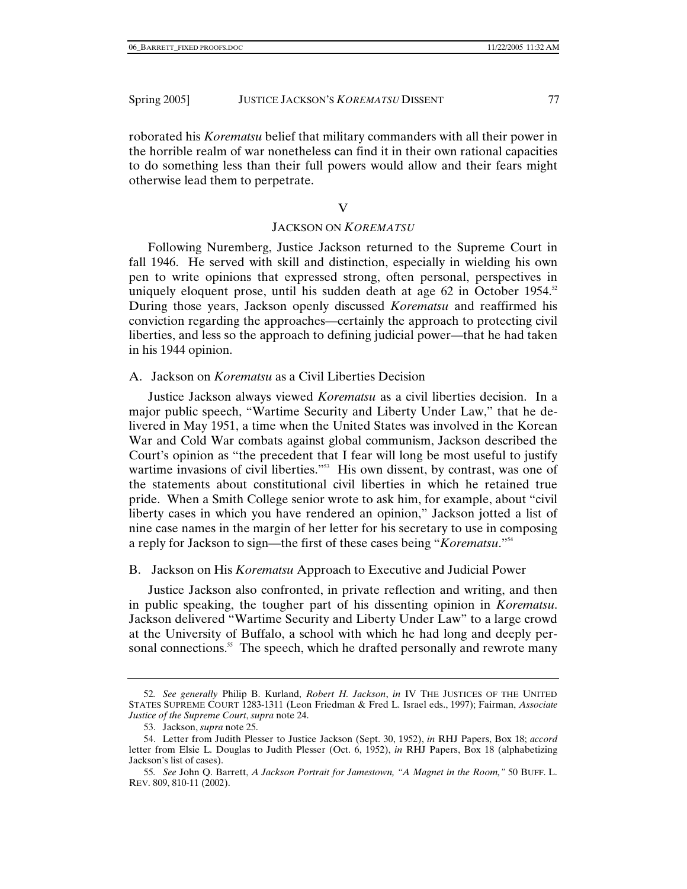roborated his *Korematsu* belief that military commanders with all their power in the horrible realm of war nonetheless can find it in their own rational capacities to do something less than their full powers would allow and their fears might otherwise lead them to perpetrate.

## V

## JACKSON ON *KOREMATSU*

Following Nuremberg, Justice Jackson returned to the Supreme Court in fall 1946. He served with skill and distinction, especially in wielding his own pen to write opinions that expressed strong, often personal, perspectives in uniquely eloquent prose, until his sudden death at age 62 in October 1954.[52] During those years, Jackson openly discussed *Korematsu* and reaffirmed his conviction regarding the approaches—certainly the approach to protecting civil liberties, and less so the approach to defining judicial power—that he had taken in his 1944 opinion.

### A. Jackson on *Korematsu* as a Civil Liberties Decision

Justice Jackson always viewed *Korematsu* as a civil liberties decision. In a major public speech, "Wartime Security and Liberty Under Law," that he delivered in May 1951, a time when the United States was involved in the Korean War and Cold War combats against global communism, Jackson described the Court's opinion as "the precedent that I fear will long be most useful to justify wartime invasions of civil liberties."[53] His own dissent, by contrast, was one of the statements about constitutional civil liberties in which he retained true pride. When a Smith College senior wrote to ask him, for example, about "civil liberty cases in which you have rendered an opinion," Jackson jotted a list of nine case names in the margin of her letter for his secretary to use in composing a reply for Jackson to sign—the first of these cases being "*Korematsu*."[54]

### B. Jackson on His *Korematsu* Approach to Executive and Judicial Power

Justice Jackson also confronted, in private reflection and writing, and then in public speaking, the tougher part of his dissenting opinion in *Korematsu*. Jackson delivered "Wartime Security and Liberty Under Law" to a large crowd at the University of Buffalo, a school with which he had long and deeply personal connections.[55] The speech, which he drafted personally and rewrote many

---

52. *See generally* Philip B. Kurland, *Robert H. Jackson*, *in* IV THE JUSTICES OF THE UNITED STATES SUPREME COURT 1283-1311 (Leon Friedman & Fred L. Israel eds., 1997); Fairman, *Associate Justice of the Supreme Court*, *supra* note 24.

53. Jackson, *supra* note 25.

54. Letter from Judith Plesser to Justice Jackson (Sept. 30, 1952), *in* RHJ Papers, Box 18; *accord* letter from Elsie L. Douglas to Judith Plesser (Oct. 6, 1952), *in* RHJ Papers, Box 18 (alphabetizing Jackson's list of cases).

55. *See* John Q. Barrett, *A Jackson Portrait for Jamestown, "A Magnet in the Room,"* 50 BUFF. L. REV. 809, 810-11 (2002).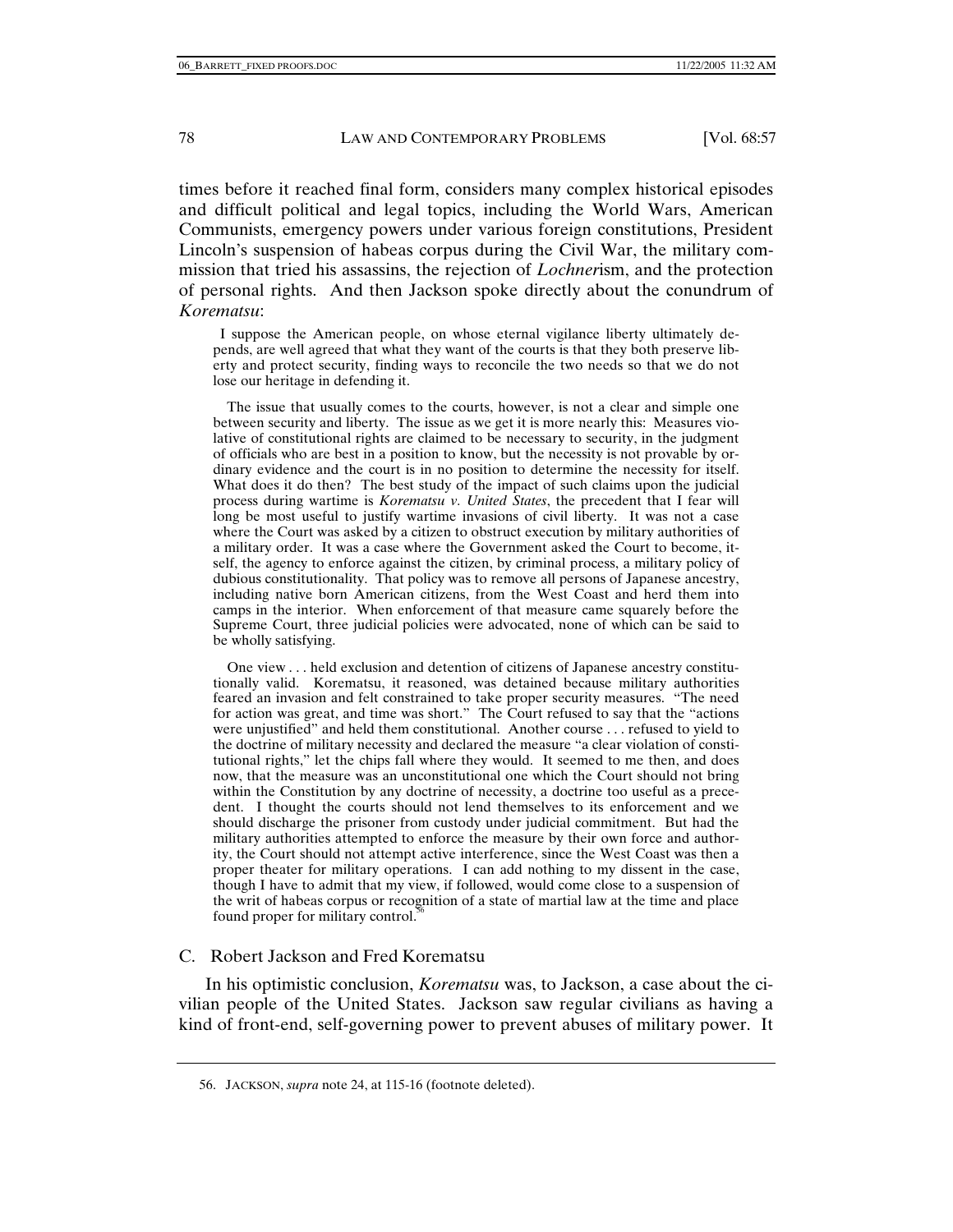times before it reached final form, considers many complex historical episodes and difficult political and legal topics, including the World Wars, American Communists, emergency powers under various foreign constitutions, President Lincoln's suspension of habeas corpus during the Civil War, the military commission that tried his assassins, the rejection of *Lochner*ism, and the protection of personal rights. And then Jackson spoke directly about the conundrum of *Korematsu*:

> I suppose the American people, on whose eternal vigilance liberty ultimately depends, are well agreed that what they want of the courts is that they both preserve liberty and protect security, finding ways to reconcile the two needs so that we do not lose our heritage in defending it.
>
> The issue that usually comes to the courts, however, is not a clear and simple one between security and liberty. The issue as we get it is more nearly this: Measures violative of constitutional rights are claimed to be necessary to security, in the judgment of officials who are best in a position to know, but the necessity is not provable by ordinary evidence and the court is in no position to determine the necessity for itself. What does it do then? The best study of the impact of such claims upon the judicial process during wartime is *Korematsu v. United States*, the precedent that I fear will long be most useful to justify wartime invasions of civil liberty. It was not a case where the Court was asked by a citizen to obstruct execution by military authorities of a military order. It was a case where the Government asked the Court to become, itself, the agency to enforce against the citizen, by criminal process, a military policy of dubious constitutionality. That policy was to remove all persons of Japanese ancestry, including native born American citizens, from the West Coast and herd them into camps in the interior. When enforcement of that measure came squarely before the Supreme Court, three judicial policies were advocated, none of which can be said to be wholly satisfying.
>
> One view . . . held exclusion and detention of citizens of Japanese ancestry constitutionally valid. Korematsu, it reasoned, was detained because military authorities feared an invasion and felt constrained to take proper security measures. "The need for action was great, and time was short." The Court refused to say that the "actions were unjustified" and held them constitutional. Another course . . . refused to yield to the doctrine of military necessity and declared the measure "a clear violation of constitutional rights," let the chips fall where they would. It seemed to me then, and does now, that the measure was an unconstitutional one which the Court should not bring within the Constitution by any doctrine of necessity, a doctrine too useful as a precedent. I thought the courts should not lend themselves to its enforcement and we should discharge the prisoner from custody under judicial commitment. But had the military authorities attempted to enforce the measure by their own force and authority, the Court should not attempt active interference, since the West Coast was then a proper theater for military operations. I can add nothing to my dissent in the case, though I have to admit that my view, if followed, would come close to a suspension of the writ of habeas corpus or recognition of a state of martial law at the time and place found proper for military control.[56]

## C. Robert Jackson and Fred Korematsu

In his optimistic conclusion, *Korematsu* was, to Jackson, a case about the civilian people of the United States. Jackson saw regular civilians as having a kind of front-end, self-governing power to prevent abuses of military power. It

56. JACKSON, *supra* note 24, at 115-16 (footnote deleted).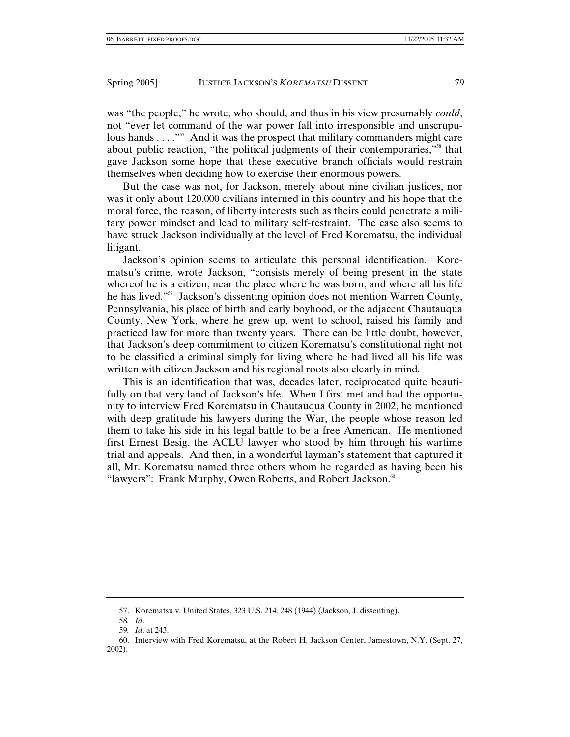was "the people," he wrote, who should, and thus in his view presumably *could*, not "ever let command of the war power fall into irresponsible and unscrupulous hands . . . ."[57] And it was the prospect that military commanders might care about public reaction, "the political judgments of their contemporaries,"[58] that gave Jackson some hope that these executive branch officials would restrain themselves when deciding how to exercise their enormous powers.

But the case was not, for Jackson, merely about nine civilian justices, nor was it only about 120,000 civilians interned in this country and his hope that the moral force, the reason, of liberty interests such as theirs could penetrate a military power mindset and lead to military self-restraint. The case also seems to have struck Jackson individually at the level of Fred Korematsu, the individual litigant.

Jackson's opinion seems to articulate this personal identification. Korematsu's crime, wrote Jackson, "consists merely of being present in the state whereof he is a citizen, near the place where he was born, and where all his life he has lived."[59] Jackson's dissenting opinion does not mention Warren County, Pennsylvania, his place of birth and early boyhood, or the adjacent Chautauqua County, New York, where he grew up, went to school, raised his family and practiced law for more than twenty years. There can be little doubt, however, that Jackson's deep commitment to citizen Korematsu's constitutional right not to be classified a criminal simply for living where he had lived all his life was written with citizen Jackson and his regional roots also clearly in mind.

This is an identification that was, decades later, reciprocated quite beautifully on that very land of Jackson's life. When I first met and had the opportunity to interview Fred Korematsu in Chautauqua County in 2002, he mentioned with deep gratitude his lawyers during the War, the people whose reason led them to take his side in his legal battle to be a free American. He mentioned first Ernest Besig, the ACLU lawyer who stood by him through his wartime trial and appeals. And then, in a wonderful layman's statement that captured it all, Mr. Korematsu named three others whom he regarded as having been his "lawyers": Frank Murphy, Owen Roberts, and Robert Jackson.[60]

---

57. Korematsu v. United States, 323 U.S. 214, 248 (1944) (Jackson, J. dissenting).

58. *Id*.

59. *Id*. at 243.

60. Interview with Fred Korematsu, at the Robert H. Jackson Center, Jamestown, N.Y. (Sept. 27, 2002).